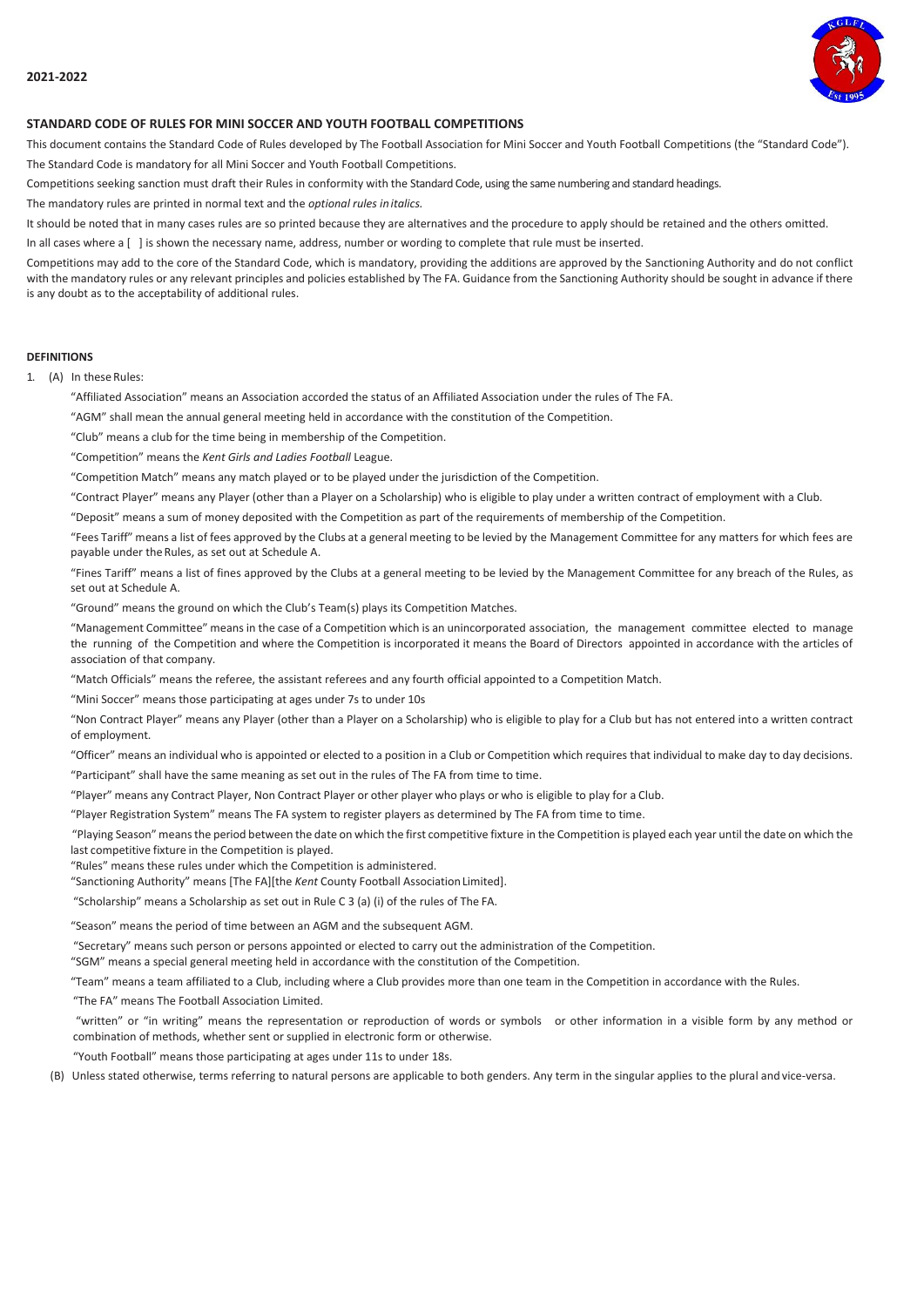**2021-2022**

**STANDARD CODE OF RULES FOR MINI SOCCER AND YOUTH FOOTBALL COMPETITIONS**

This document contains the Standard Code of Rules developed by The Football Association for Mini Soccer and Youth Football Competitions (the "Standard Code").

The Standard Code is mandatory for all Mini Soccer and Youth Football Competitions.

Competitions seeking sanction must draft their Rules in conformity with the Standard Code, using the same numbering and standard headings.

The mandatory rules are printed in normal text and the *optional rules in italics.*

It should be noted that in many cases rules are so printed because they are alternatives and the procedure to apply should be retained and the others omitted.

In all cases where a [ ] is shown the necessary name, address, number or wording to complete that rule must be inserted.

Competitions may add to the core of the Standard Code, which is mandatory, providing the additions are approved by the Sanctioning Authority and do not conflict with the mandatory rules or any relevant principles and policies established by The FA. Guidance from the Sanctioning Authority should be sought in advance if there is any doubt as to the acceptability of additional rules.

**DEFINITIONS**

1. (A) In these Rules:

"Affiliated Association" means an Association accorded the status of an Affiliated Association under the rules of The FA.

"AGM" shall mean the annual general meeting held in accordance with the constitution of the Competition.

"Club" means a club for the time being in membership of the Competition.

"Competition" means the *Kent Girls and Ladies Football* League.

"Competition Match" means any match played or to be played under the jurisdiction of the Competition.

"Contract Player" means any Player (other than a Player on a Scholarship) who is eligible to play under a written contract of employment with a Club.

"Deposit" means a sum of money deposited with the Competition as part of the requirements of membership of the Competition.

"Fees Tariff" means a list of fees approved by the Clubs at a general meeting to be levied by the Management Committee for any matters for which fees are payable under the Rules, as set out at Schedule A.

"Fines Tariff" means a list of fines approved by the Clubs at a general meeting to be levied by the Management Committee for any breach of the Rules, as set out at Schedule A.

"Ground" means the ground on which the Club's Team(s) plays its Competition Matches.

"Management Committee" means in the case of a Competition which is an unincorporated association, the management committee elected to manage the running of the Competition and where the Competition is incorporated it means the Board of Directors appointed in accordance with the articles of association of that company.

"Match Officials" means the referee, the assistant referees and any fourth official appointed to a Competition Match.

"Mini Soccer" means those participating at ages under 7s to under 10s

"Non Contract Player" means any Player (other than a Player on a Scholarship) who is eligible to play for a Club but has not entered into a written contract of employment.

"Officer" means an individual who is appointed or elected to a position in a Club or Competition which requires that individual to make day to day decisions.

"Participant" shall have the same meaning as set out in the rules of The FA from time to time.

"Player" means any Contract Player, Non Contract Player or other player who plays or who is eligible to play for a Club.

"Player Registration System" means The FA system to register players as determined by The FA from time to time.

"Playing Season" means the period between the date on which the first competitive fixture in the Competition is played each year until the date on which the last competitive fixture in the Competition is played.

"Rules" means these rules under which the Competition is administered.

"Sanctioning Authority" means [The FA][the *Kent* County Football Association Limited].

"Scholarship" means a Scholarship as set out in Rule C 3 (a) (i) of the rules of The FA.

"Season" means the period of time between an AGM and the subsequent AGM.

"Secretary" means such person or persons appointed or elected to carry out the administration of the Competition.

"SGM" means a special general meeting held in accordance with the constitution of the Competition.

"Team" means a team affiliated to a Club, including where a Club provides more than one team in the Competition in accordance with the Rules.

"The FA" means The Football Association Limited.

"written" or "in writing" means the representation or reproduction of words or symbols or other information in a visible form by any method or combination of methods, whether sent or supplied in electronic form or otherwise.

"Youth Football" means those participating at ages under 11s to under 18s.

(B) Unless stated otherwise, terms referring to natural persons are applicable to both genders. Any term in the singular applies to the plural and vice-versa.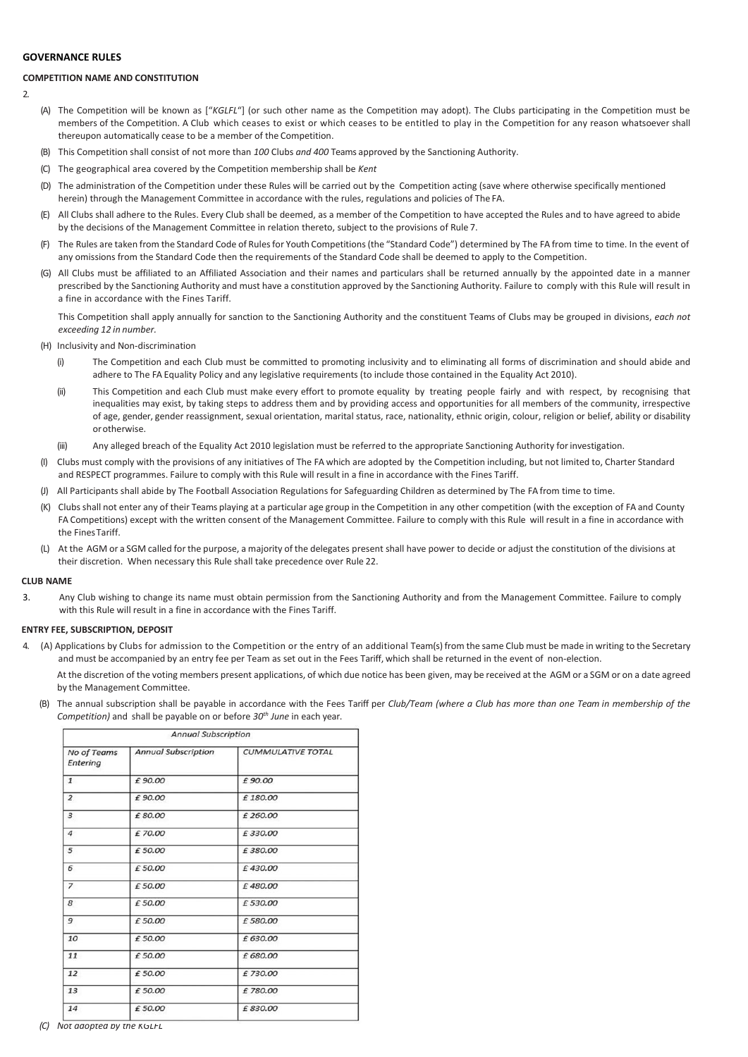## GOVERNANCE RULES

### COMPETITION NAME AND CONSTITUTION

2.

(A) The Competition will be known as ["*KGLFL*"] (or such other name as the Competition may adopt). The Clubs participating in the Competition must be members of the Competition. A Club which ceases to exist or which ceases to be entitled to play in the Competition for any reason whatsoever shall thereupon automatically cease to be a member of the Competition.

(B) This Competition shall consist of not more than *100* Clubs *and 400* Teams approved by the Sanctioning Authority.

(C) The geographical area covered by the Competition membership shall be *Kent*

(D) The administration of the Competition under these Rules will be carried out by the Competition acting (save where otherwise specifically mentioned herein) through the Management Committee in accordance with the rules, regulations and policies of The FA.

(E) All Clubs shall adhere to the Rules. Every Club shall be deemed, as a member of the Competition to have accepted the Rules and to have agreed to abide by the decisions of the Management Committee in relation thereto, subject to the provisions of Rule 7.

(F) The Rules are taken from the Standard Code of Rules for Youth Competitions (the "Standard Code") determined by The FA from time to time. In the event of any omissions from the Standard Code then the requirements of the Standard Code shall be deemed to apply to the Competition.

(G) All Clubs must be affiliated to an Affiliated Association and their names and particulars shall be returned annually by the appointed date in a manner prescribed by the Sanctioning Authority and must have a constitution approved by the Sanctioning Authority. Failure to comply with this Rule will result in a fine in accordance with the Fines Tariff.

This Competition shall apply annually for sanction to the Sanctioning Authority and the constituent Teams of Clubs may be grouped in divisions, *each not exceeding 12 in number.*

(H) Inclusivity and Non-discrimination

(i) The Competition and each Club must be committed to promoting inclusivity and to eliminating all forms of discrimination and should abide and adhere to The FA Equality Policy and any legislative requirements (to include those contained in the Equality Act 2010).

(ii) This Competition and each Club must make every effort to promote equality by treating people fairly and with respect, by recognising that inequalities may exist, by taking steps to address them and by providing access and opportunities for all members of the community, irrespective of age, gender, gender reassignment, sexual orientation, marital status, race, nationality, ethnic origin, colour, religion or belief, ability or disability or otherwise.

(iii) Any alleged breach of the Equality Act 2010 legislation must be referred to the appropriate Sanctioning Authority for investigation.

(I) Clubs must comply with the provisions of any initiatives of The FA which are adopted by the Competition including, but not limited to, Charter Standard and RESPECT programmes. Failure to comply with this Rule will result in a fine in accordance with the Fines Tariff.

(J) All Participants shall abide by The Football Association Regulations for Safeguarding Children as determined by The FA from time to time.

(K) Clubs shall not enter any of their Teams playing at a particular age group in the Competition in any other competition (with the exception of FA and County FA Competitions) except with the written consent of the Management Committee. Failure to comply with this Rule will result in a fine in accordance with the Fines Tariff.

(L) At the AGM or a SGM called for the purpose, a majority of the delegates present shall have power to decide or adjust the constitution of the divisions at their discretion. When necessary this Rule shall take precedence over Rule 22.

### CLUB NAME

3. Any Club wishing to change its name must obtain permission from the Sanctioning Authority and from the Management Committee. Failure to comply with this Rule will result in a fine in accordance with the Fines Tariff.

### ENTRY FEE, SUBSCRIPTION, DEPOSIT

4. (A) Applications by Clubs for admission to the Competition or the entry of an additional Team(s) from the same Club must be made in writing to the Secretary and must be accompanied by an entry fee per Team as set out in the Fees Tariff, which shall be returned in the event of non-election.

At the discretion of the voting members present applications, of which due notice has been given, may be received at the AGM or a SGM or on a date agreed by the Management Committee.

(B) The annual subscription shall be payable in accordance with the Fees Tariff per *Club/Team (where a Club has more than one Team in membership of the Competition)* and shall be payable on or before *30th June* in each year.

| *Annual Subscription* | | |
|---|---|---|
| *No of Teams Entering* | *Annual Subscription* | *CUMMULATIVE TOTAL* |
| *1* | *£ 90.00* | *£ 90.00* |
| *2* | *£ 90.00* | *£ 180.00* |
| *3* | *£ 80.00* | *£ 260.00* |
| *4* | *£ 70.00* | *£ 330.00* |
| *5* | *£ 50.00* | *£ 380.00* |
| *6* | *£ 50.00* | *£ 430.00* |
| *7* | *£ 50.00* | *£ 480.00* |
| *8* | *£ 50.00* | *£ 530.00* |
| *9* | *£ 50.00* | *£ 580.00* |
| *10* | *£ 50.00* | *£ 630.00* |
| *11* | *£ 50.00* | *£ 680.00* |
| *12* | *£ 50.00* | *£ 730.00* |
| *13* | *£ 50.00* | *£ 780.00* |
| *14* | *£ 50.00* | *£ 830.00* |

*(C) Not adopted by the KGLFL*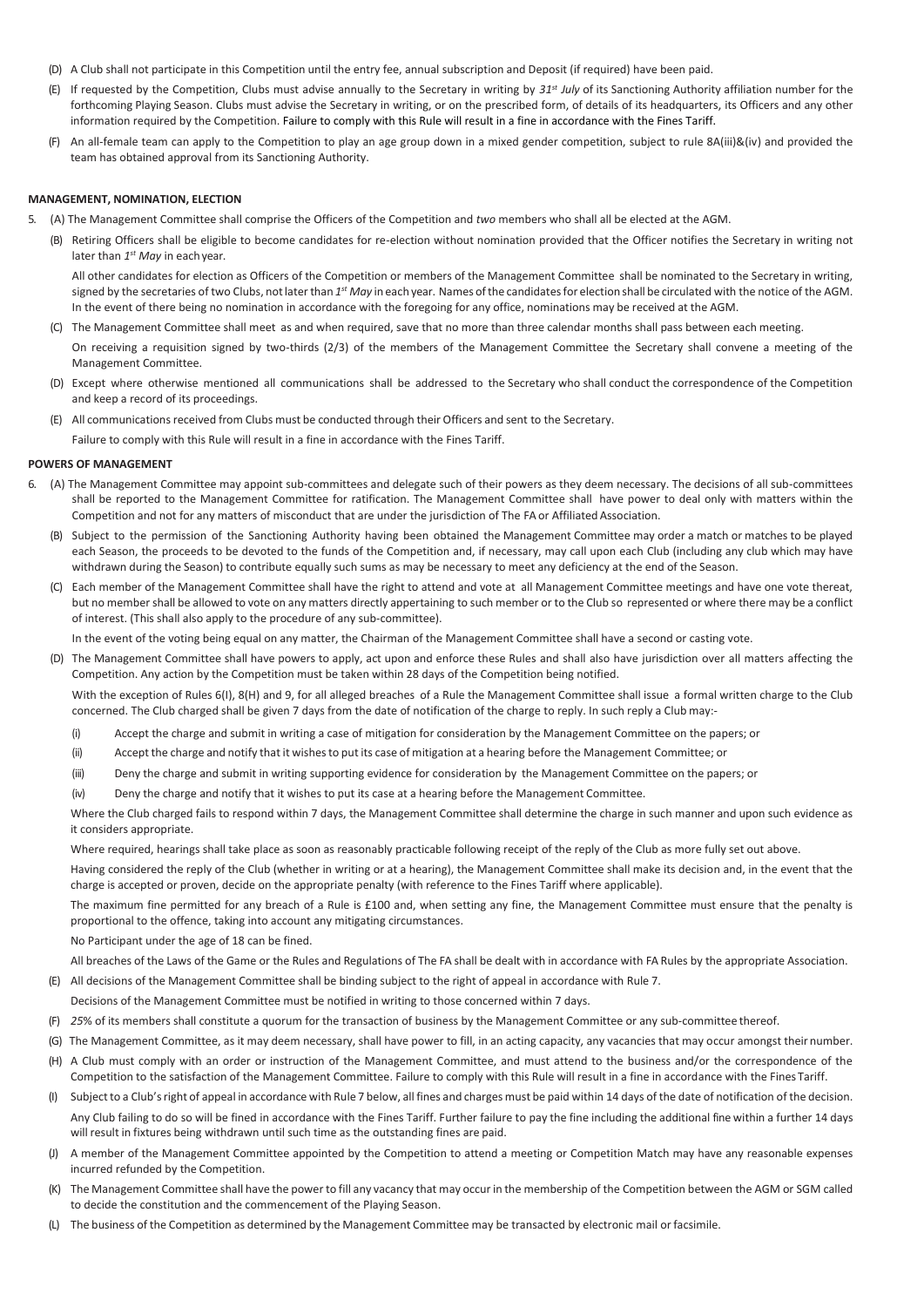(D) A Club shall not participate in this Competition until the entry fee, annual subscription and Deposit (if required) have been paid.

(E) If requested by the Competition, Clubs must advise annually to the Secretary in writing by *31st July* of its Sanctioning Authority affiliation number for the forthcoming Playing Season. Clubs must advise the Secretary in writing, or on the prescribed form, of details of its headquarters, its Officers and any other information required by the Competition. Failure to comply with this Rule will result in a fine in accordance with the Fines Tariff.

(F) An all-female team can apply to the Competition to play an age group down in a mixed gender competition, subject to rule 8A(iii)&(iv) and provided the team has obtained approval from its Sanctioning Authority.

**MANAGEMENT, NOMINATION, ELECTION**

5. (A) The Management Committee shall comprise the Officers of the Competition and *two* members who shall all be elected at the AGM.

(B) Retiring Officers shall be eligible to become candidates for re-election without nomination provided that the Officer notifies the Secretary in writing not later than *1st May* in each year.

All other candidates for election as Officers of the Competition or members of the Management Committee shall be nominated to the Secretary in writing, signed by the secretaries of two Clubs, not later than *1st May* in each year. Names of the candidates for election shall be circulated with the notice of the AGM. In the event of there being no nomination in accordance with the foregoing for any office, nominations may be received at the AGM.

(C) The Management Committee shall meet as and when required, save that no more than three calendar months shall pass between each meeting.

On receiving a requisition signed by two-thirds (2/3) of the members of the Management Committee the Secretary shall convene a meeting of the Management Committee.

(D) Except where otherwise mentioned all communications shall be addressed to the Secretary who shall conduct the correspondence of the Competition and keep a record of its proceedings.

(E) All communications received from Clubs must be conducted through their Officers and sent to the Secretary.

Failure to comply with this Rule will result in a fine in accordance with the Fines Tariff.

**POWERS OF MANAGEMENT**

6. (A) The Management Committee may appoint sub-committees and delegate such of their powers as they deem necessary. The decisions of all sub-committees shall be reported to the Management Committee for ratification. The Management Committee shall have power to deal only with matters within the Competition and not for any matters of misconduct that are under the jurisdiction of The FA or Affiliated Association.

(B) Subject to the permission of the Sanctioning Authority having been obtained the Management Committee may order a match or matches to be played each Season, the proceeds to be devoted to the funds of the Competition and, if necessary, may call upon each Club (including any club which may have withdrawn during the Season) to contribute equally such sums as may be necessary to meet any deficiency at the end of the Season.

(C) Each member of the Management Committee shall have the right to attend and vote at all Management Committee meetings and have one vote thereat, but no member shall be allowed to vote on any matters directly appertaining to such member or to the Club so represented or where there may be a conflict of interest. (This shall also apply to the procedure of any sub-committee).

In the event of the voting being equal on any matter, the Chairman of the Management Committee shall have a second or casting vote.

(D) The Management Committee shall have powers to apply, act upon and enforce these Rules and shall also have jurisdiction over all matters affecting the Competition. Any action by the Competition must be taken within 28 days of the Competition being notified.

With the exception of Rules 6(I), 8(H) and 9, for all alleged breaches of a Rule the Management Committee shall issue a formal written charge to the Club concerned. The Club charged shall be given 7 days from the date of notification of the charge to reply. In such reply a Club may:-

(i) Accept the charge and submit in writing a case of mitigation for consideration by the Management Committee on the papers; or

(ii) Accept the charge and notify that it wishes to put its case of mitigation at a hearing before the Management Committee; or

(iii) Deny the charge and submit in writing supporting evidence for consideration by the Management Committee on the papers; or

(iv) Deny the charge and notify that it wishes to put its case at a hearing before the Management Committee.

Where the Club charged fails to respond within 7 days, the Management Committee shall determine the charge in such manner and upon such evidence as it considers appropriate.

Where required, hearings shall take place as soon as reasonably practicable following receipt of the reply of the Club as more fully set out above.

Having considered the reply of the Club (whether in writing or at a hearing), the Management Committee shall make its decision and, in the event that the charge is accepted or proven, decide on the appropriate penalty (with reference to the Fines Tariff where applicable).

The maximum fine permitted for any breach of a Rule is £100 and, when setting any fine, the Management Committee must ensure that the penalty is proportional to the offence, taking into account any mitigating circumstances.

No Participant under the age of 18 can be fined.

All breaches of the Laws of the Game or the Rules and Regulations of The FA shall be dealt with in accordance with FA Rules by the appropriate Association.

(E) All decisions of the Management Committee shall be binding subject to the right of appeal in accordance with Rule 7.

Decisions of the Management Committee must be notified in writing to those concerned within 7 days.

(F) *25%* of its members shall constitute a quorum for the transaction of business by the Management Committee or any sub-committee thereof.

(G) The Management Committee, as it may deem necessary, shall have power to fill, in an acting capacity, any vacancies that may occur amongst their number.

(H) A Club must comply with an order or instruction of the Management Committee, and must attend to the business and/or the correspondence of the Competition to the satisfaction of the Management Committee. Failure to comply with this Rule will result in a fine in accordance with the Fines Tariff.

(I) Subject to a Club's right of appeal in accordance with Rule 7 below, all fines and charges must be paid within 14 days of the date of notification of the decision.

Any Club failing to do so will be fined in accordance with the Fines Tariff. Further failure to pay the fine including the additional fine within a further 14 days will result in fixtures being withdrawn until such time as the outstanding fines are paid.

(J) A member of the Management Committee appointed by the Competition to attend a meeting or Competition Match may have any reasonable expenses incurred refunded by the Competition.

(K) The Management Committee shall have the power to fill any vacancy that may occur in the membership of the Competition between the AGM or SGM called to decide the constitution and the commencement of the Playing Season.

(L) The business of the Competition as determined by the Management Committee may be transacted by electronic mail or facsimile.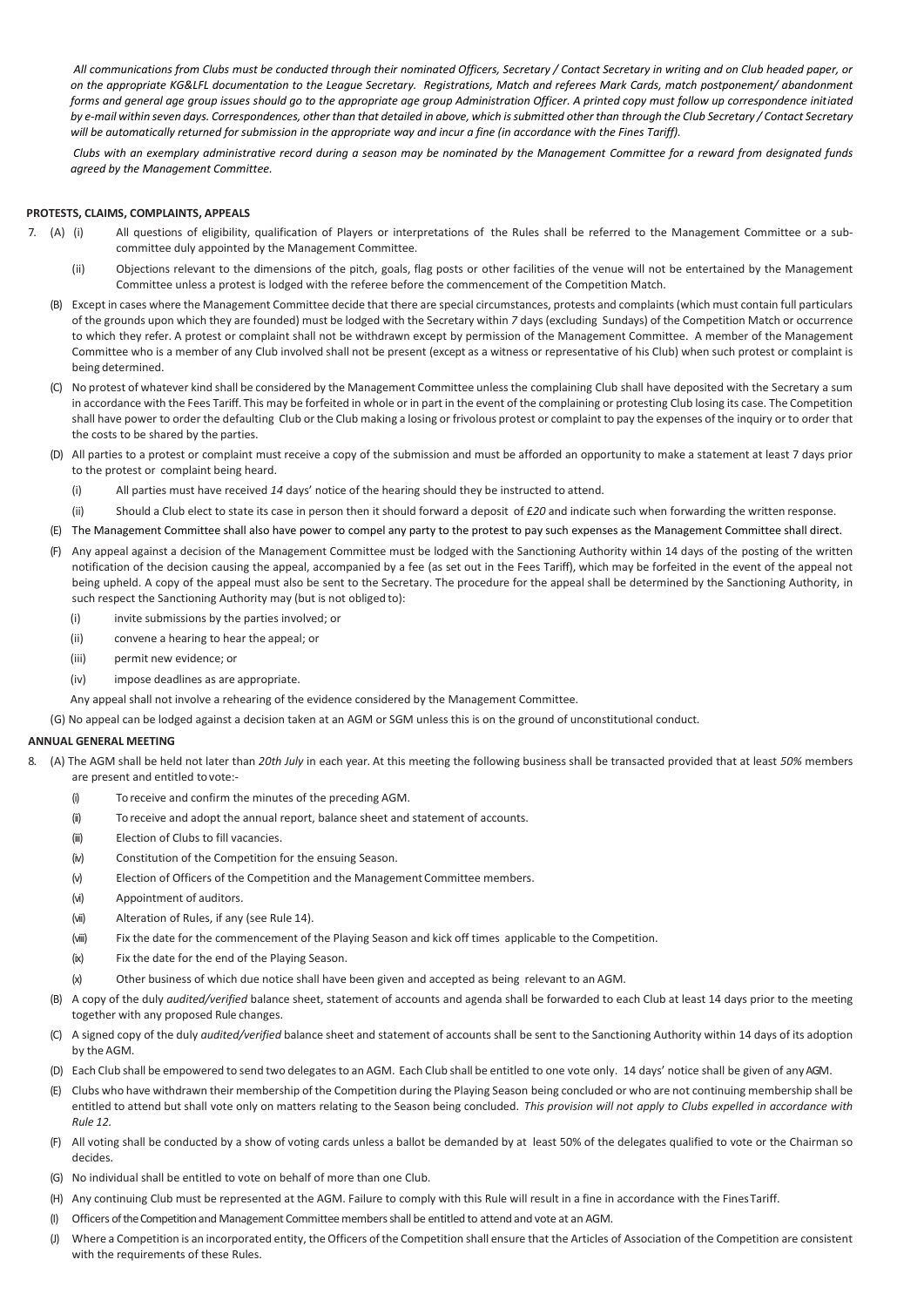*All communications from Clubs must be conducted through their nominated Officers, Secretary / Contact Secretary in writing and on Club headed paper, or on the appropriate KG&LFL documentation to the League Secretary. Registrations, Match and referees Mark Cards, match postponement/ abandonment forms and general age group issues should go to the appropriate age group Administration Officer. A printed copy must follow up correspondence initiated by e-mail within seven days. Correspondences, other than that detailed in above, which is submitted other than through the Club Secretary / Contact Secretary will be automatically returned for submission in the appropriate way and incur a fine (in accordance with the Fines Tariff).*

*Clubs with an exemplary administrative record during a season may be nominated by the Management Committee for a reward from designated funds agreed by the Management Committee.*

**PROTESTS, CLAIMS, COMPLAINTS, APPEALS**

7. (A) (i) All questions of eligibility, qualification of Players or interpretations of the Rules shall be referred to the Management Committee or a sub-committee duly appointed by the Management Committee.

   (ii) Objections relevant to the dimensions of the pitch, goals, flag posts or other facilities of the venue will not be entertained by the Management Committee unless a protest is lodged with the referee before the commencement of the Competition Match.

   (B) Except in cases where the Management Committee decide that there are special circumstances, protests and complaints (which must contain full particulars of the grounds upon which they are founded) must be lodged with the Secretary within *7* days (excluding Sundays) of the Competition Match or occurrence to which they refer. A protest or complaint shall not be withdrawn except by permission of the Management Committee. A member of the Management Committee who is a member of any Club involved shall not be present (except as a witness or representative of his Club) when such protest or complaint is being determined.

   (C) No protest of whatever kind shall be considered by the Management Committee unless the complaining Club shall have deposited with the Secretary a sum in accordance with the Fees Tariff. This may be forfeited in whole or in part in the event of the complaining or protesting Club losing its case. The Competition shall have power to order the defaulting Club or the Club making a losing or frivolous protest or complaint to pay the expenses of the inquiry or to order that the costs to be shared by the parties.

   (D) All parties to a protest or complaint must receive a copy of the submission and must be afforded an opportunity to make a statement at least 7 days prior to the protest or complaint being heard.

   (i) All parties must have received *14* days' notice of the hearing should they be instructed to attend.

   (ii) Should a Club elect to state its case in person then it should forward a deposit of *£20* and indicate such when forwarding the written response.

   (E) The Management Committee shall also have power to compel any party to the protest to pay such expenses as the Management Committee shall direct.

   (F) Any appeal against a decision of the Management Committee must be lodged with the Sanctioning Authority within 14 days of the posting of the written notification of the decision causing the appeal, accompanied by a fee (as set out in the Fees Tariff), which may be forfeited in the event of the appeal not being upheld. A copy of the appeal must also be sent to the Secretary. The procedure for the appeal shall be determined by the Sanctioning Authority, in such respect the Sanctioning Authority may (but is not obliged to):

   (i) invite submissions by the parties involved; or

   (ii) convene a hearing to hear the appeal; or

   (iii) permit new evidence; or

   (iv) impose deadlines as are appropriate.

   Any appeal shall not involve a rehearing of the evidence considered by the Management Committee.

   (G) No appeal can be lodged against a decision taken at an AGM or SGM unless this is on the ground of unconstitutional conduct.

**ANNUAL GENERAL MEETING**

8. (A) The AGM shall be held not later than *20th July* in each year. At this meeting the following business shall be transacted provided that at least *50%* members are present and entitled to vote:-

   (i) To receive and confirm the minutes of the preceding AGM.

   (ii) To receive and adopt the annual report, balance sheet and statement of accounts.

   (iii) Election of Clubs to fill vacancies.

   (iv) Constitution of the Competition for the ensuing Season.

   (v) Election of Officers of the Competition and the Management Committee members.

   (vi) Appointment of auditors.

   (vii) Alteration of Rules, if any (see Rule 14).

   (viii) Fix the date for the commencement of the Playing Season and kick off times applicable to the Competition.

   (ix) Fix the date for the end of the Playing Season.

   (x) Other business of which due notice shall have been given and accepted as being relevant to an AGM.

   (B) A copy of the duly *audited/verified* balance sheet, statement of accounts and agenda shall be forwarded to each Club at least 14 days prior to the meeting together with any proposed Rule changes.

   (C) A signed copy of the duly *audited/verified* balance sheet and statement of accounts shall be sent to the Sanctioning Authority within 14 days of its adoption by the AGM.

   (D) Each Club shall be empowered to send two delegates to an AGM. Each Club shall be entitled to one vote only. 14 days' notice shall be given of any AGM.

   (E) Clubs who have withdrawn their membership of the Competition during the Playing Season being concluded or who are not continuing membership shall be entitled to attend but shall vote only on matters relating to the Season being concluded. *This provision will not apply to Clubs expelled in accordance with Rule 12.*

   (F) All voting shall be conducted by a show of voting cards unless a ballot be demanded by at least 50% of the delegates qualified to vote or the Chairman so decides.

   (G) No individual shall be entitled to vote on behalf of more than one Club.

   (H) Any continuing Club must be represented at the AGM. Failure to comply with this Rule will result in a fine in accordance with the Fines Tariff.

   (I) Officers of the Competition and Management Committee members shall be entitled to attend and vote at an AGM.

   (J) Where a Competition is an incorporated entity, the Officers of the Competition shall ensure that the Articles of Association of the Competition are consistent with the requirements of these Rules.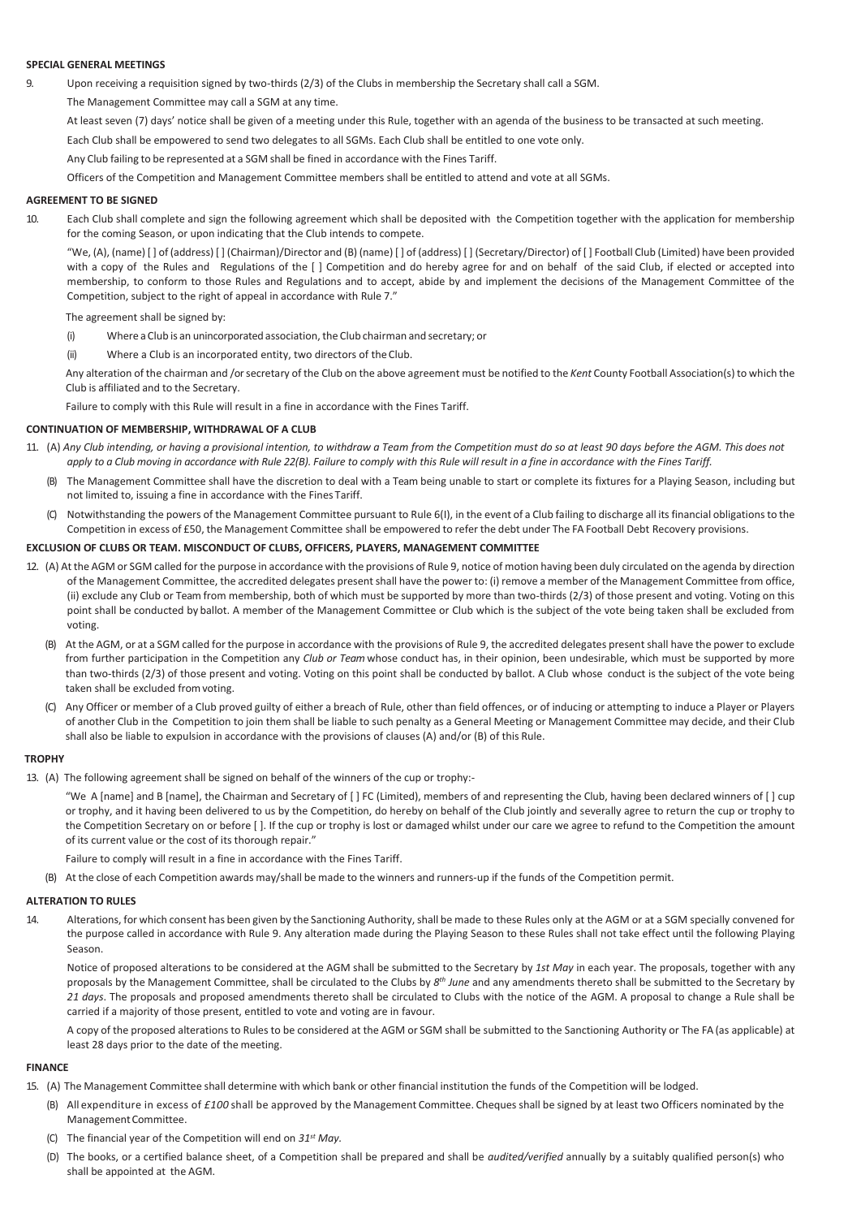#### SPECIAL GENERAL MEETINGS

9. Upon receiving a requisition signed by two-thirds (2/3) of the Clubs in membership the Secretary shall call a SGM.

   The Management Committee may call a SGM at any time.

   At least seven (7) days' notice shall be given of a meeting under this Rule, together with an agenda of the business to be transacted at such meeting.

   Each Club shall be empowered to send two delegates to all SGMs. Each Club shall be entitled to one vote only.

   Any Club failing to be represented at a SGM shall be fined in accordance with the Fines Tariff.

   Officers of the Competition and Management Committee members shall be entitled to attend and vote at all SGMs.

#### AGREEMENT TO BE SIGNED

10. Each Club shall complete and sign the following agreement which shall be deposited with the Competition together with the application for membership for the coming Season, or upon indicating that the Club intends to compete.

    "We, (A), (name) [ ] of (address) [ ] (Chairman)/Director and (B) (name) [ ] of (address) [ ] (Secretary/Director) of [ ] Football Club (Limited) have been provided with a copy of the Rules and Regulations of the [ ] Competition and do hereby agree for and on behalf of the said Club, if elected or accepted into membership, to conform to those Rules and Regulations and to accept, abide by and implement the decisions of the Management Committee of the Competition, subject to the right of appeal in accordance with Rule 7."

    The agreement shall be signed by:

    (i) Where a Club is an unincorporated association, the Club chairman and secretary; or

    (ii) Where a Club is an incorporated entity, two directors of the Club.

    Any alteration of the chairman and /or secretary of the Club on the above agreement must be notified to the *Kent* County Football Association(s) to which the Club is affiliated and to the Secretary.

    Failure to comply with this Rule will result in a fine in accordance with the Fines Tariff.

#### CONTINUATION OF MEMBERSHIP, WITHDRAWAL OF A CLUB

11. (A) *Any Club intending, or having a provisional intention, to withdraw a Team from the Competition must do so at least 90 days before the AGM. This does not apply to a Club moving in accordance with Rule 22(B). Failure to comply with this Rule will result in a fine in accordance with the Fines Tariff.*

    (B) The Management Committee shall have the discretion to deal with a Team being unable to start or complete its fixtures for a Playing Season, including but not limited to, issuing a fine in accordance with the Fines Tariff.

    (C) Notwithstanding the powers of the Management Committee pursuant to Rule 6(I), in the event of a Club failing to discharge all its financial obligations to the Competition in excess of £50, the Management Committee shall be empowered to refer the debt under The FA Football Debt Recovery provisions.

#### EXCLUSION OF CLUBS OR TEAM. MISCONDUCT OF CLUBS, OFFICERS, PLAYERS, MANAGEMENT COMMITTEE

12. (A) At the AGM or SGM called for the purpose in accordance with the provisions of Rule 9, notice of motion having been duly circulated on the agenda by direction of the Management Committee, the accredited delegates present shall have the power to: (i) remove a member of the Management Committee from office, (ii) exclude any Club or Team from membership, both of which must be supported by more than two-thirds (2/3) of those present and voting. Voting on this point shall be conducted by ballot. A member of the Management Committee or Club which is the subject of the vote being taken shall be excluded from voting.

    (B) At the AGM, or at a SGM called for the purpose in accordance with the provisions of Rule 9, the accredited delegates present shall have the power to exclude from further participation in the Competition any *Club or Team* whose conduct has, in their opinion, been undesirable, which must be supported by more than two-thirds (2/3) of those present and voting. Voting on this point shall be conducted by ballot. A Club whose conduct is the subject of the vote being taken shall be excluded from voting.

    (C) Any Officer or member of a Club proved guilty of either a breach of Rule, other than field offences, or of inducing or attempting to induce a Player or Players of another Club in the Competition to join them shall be liable to such penalty as a General Meeting or Management Committee may decide, and their Club shall also be liable to expulsion in accordance with the provisions of clauses (A) and/or (B) of this Rule.

#### TROPHY

13. (A) The following agreement shall be signed on behalf of the winners of the cup or trophy:-

    "We A [name] and B [name], the Chairman and Secretary of [ ] FC (Limited), members of and representing the Club, having been declared winners of [ ] cup or trophy, and it having been delivered to us by the Competition, do hereby on behalf of the Club jointly and severally agree to return the cup or trophy to the Competition Secretary on or before [ ]. If the cup or trophy is lost or damaged whilst under our care we agree to refund to the Competition the amount of its current value or the cost of its thorough repair."

    Failure to comply will result in a fine in accordance with the Fines Tariff.

    (B) At the close of each Competition awards may/shall be made to the winners and runners-up if the funds of the Competition permit.

#### ALTERATION TO RULES

14. Alterations, for which consent has been given by the Sanctioning Authority, shall be made to these Rules only at the AGM or at a SGM specially convened for the purpose called in accordance with Rule 9. Any alteration made during the Playing Season to these Rules shall not take effect until the following Playing Season.

    Notice of proposed alterations to be considered at the AGM shall be submitted to the Secretary by *1st May* in each year. The proposals, together with any proposals by the Management Committee, shall be circulated to the Clubs by *8th June* and any amendments thereto shall be submitted to the Secretary by *21 days*. The proposals and proposed amendments thereto shall be circulated to Clubs with the notice of the AGM. A proposal to change a Rule shall be carried if a majority of those present, entitled to vote and voting are in favour.

    A copy of the proposed alterations to Rules to be considered at the AGM or SGM shall be submitted to the Sanctioning Authority or The FA (as applicable) at least 28 days prior to the date of the meeting.

#### FINANCE

15. (A) The Management Committee shall determine with which bank or other financial institution the funds of the Competition will be lodged.

    (B) All expenditure in excess of *£100* shall be approved by the Management Committee. Cheques shall be signed by at least two Officers nominated by the Management Committee.

    (C) The financial year of the Competition will end on *31st May.*

    (D) The books, or a certified balance sheet, of a Competition shall be prepared and shall be *audited/verified* annually by a suitably qualified person(s) who shall be appointed at the AGM.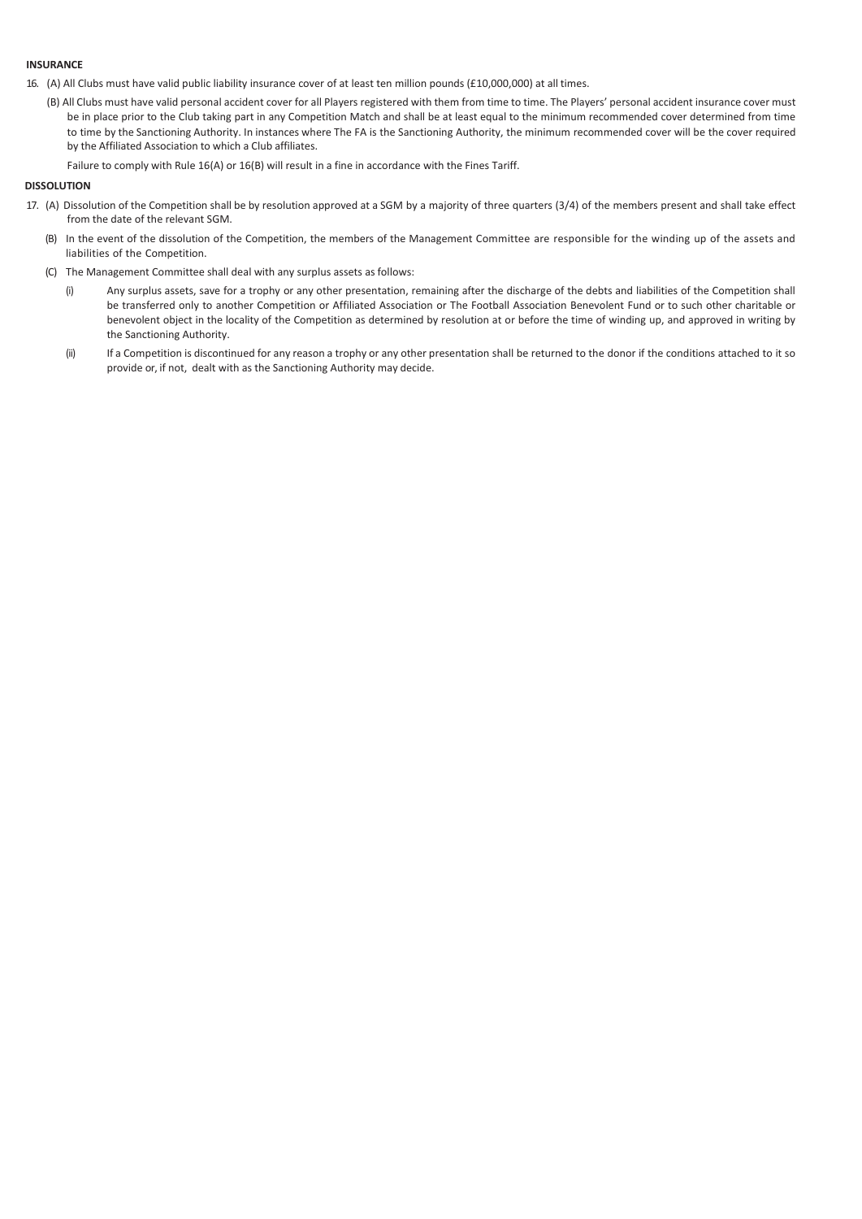**INSURANCE**

16. (A) All Clubs must have valid public liability insurance cover of at least ten million pounds (£10,000,000) at all times.

    (B) All Clubs must have valid personal accident cover for all Players registered with them from time to time. The Players' personal accident insurance cover must be in place prior to the Club taking part in any Competition Match and shall be at least equal to the minimum recommended cover determined from time to time by the Sanctioning Authority. In instances where The FA is the Sanctioning Authority, the minimum recommended cover will be the cover required by the Affiliated Association to which a Club affiliates.

    Failure to comply with Rule 16(A) or 16(B) will result in a fine in accordance with the Fines Tariff.

**DISSOLUTION**

17. (A) Dissolution of the Competition shall be by resolution approved at a SGM by a majority of three quarters (3/4) of the members present and shall take effect from the date of the relevant SGM.

    (B) In the event of the dissolution of the Competition, the members of the Management Committee are responsible for the winding up of the assets and liabilities of the Competition.

    (C) The Management Committee shall deal with any surplus assets as follows:

    (i) Any surplus assets, save for a trophy or any other presentation, remaining after the discharge of the debts and liabilities of the Competition shall be transferred only to another Competition or Affiliated Association or The Football Association Benevolent Fund or to such other charitable or benevolent object in the locality of the Competition as determined by resolution at or before the time of winding up, and approved in writing by the Sanctioning Authority.

    (ii) If a Competition is discontinued for any reason a trophy or any other presentation shall be returned to the donor if the conditions attached to it so provide or, if not, dealt with as the Sanctioning Authority may decide.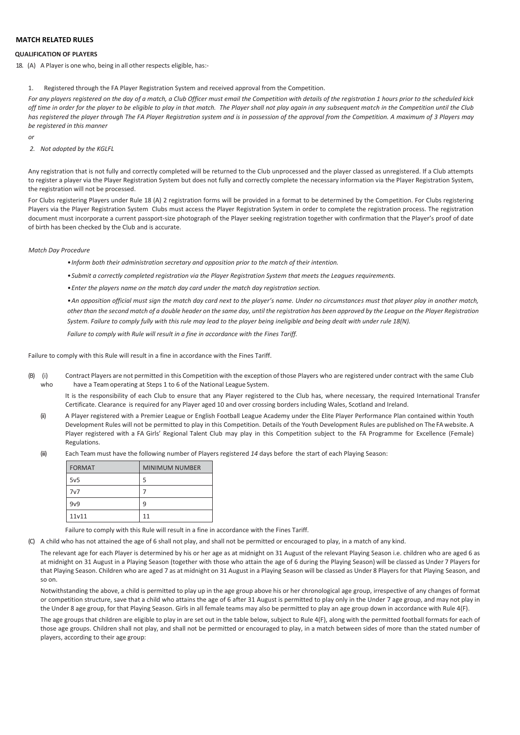## MATCH RELATED RULES

### QUALIFICATION OF PLAYERS

18. (A) A Player is one who, being in all other respects eligible, has:-

1. Registered through the FA Player Registration System and received approval from the Competition.

*For any players registered on the day of a match, a Club Officer must email the Competition with details of the registration 1 hours prior to the scheduled kick off time in order for the player to be eligible to play in that match. The Player shall not play again in any subsequent match in the Competition until the Club has registered the player through The FA Player Registration system and is in possession of the approval from the Competition. A maximum of 3 Players may be registered in this manner*

*or*

*2. Not adopted by the KGLFL*

Any registration that is not fully and correctly completed will be returned to the Club unprocessed and the player classed as unregistered. If a Club attempts to register a player via the Player Registration System but does not fully and correctly complete the necessary information via the Player Registration System, the registration will not be processed.

For Clubs registering Players under Rule 18 (A) 2 registration forms will be provided in a format to be determined by the Competition. For Clubs registering Players via the Player Registration System Clubs must access the Player Registration System in order to complete the registration process. The registration document must incorporate a current passport-size photograph of the Player seeking registration together with confirmation that the Player's proof of date of birth has been checked by the Club and is accurate.

*Match Day Procedure*

- *Inform both their administration secretary and opposition prior to the match of their intention.*
- *Submit a correctly completed registration via the Player Registration System that meets the Leagues requirements.*
- *Enter the players name on the match day card under the match day registration section.*
- *An opposition official must sign the match day card next to the player's name. Under no circumstances must that player play in another match, other than the second match of a double header on the same day, until the registration has been approved by the League on the Player Registration System. Failure to comply fully with this rule may lead to the player being ineligible and being dealt with under rule 18(N).*

*Failure to comply with Rule will result in a fine in accordance with the Fines Tariff.*

Failure to comply with this Rule will result in a fine in accordance with the Fines Tariff.

(B) (i) Contract Players are not permitted in this Competition with the exception of those Players who are registered under contract with the same Club who have a Team operating at Steps 1 to 6 of the National League System.

It is the responsibility of each Club to ensure that any Player registered to the Club has, where necessary, the required International Transfer Certificate. Clearance is required for any Player aged 10 and over crossing borders including Wales, Scotland and Ireland.

(ii) A Player registered with a Premier League or English Football League Academy under the Elite Player Performance Plan contained within Youth Development Rules will not be permitted to play in this Competition. Details of the Youth Development Rules are published on The FA website. A Player registered with a FA Girls' Regional Talent Club may play in this Competition subject to the FA Programme for Excellence (Female) Regulations.

(iii) Each Team must have the following number of Players registered *14* days before the start of each Playing Season:

| FORMAT | MINIMUM NUMBER |
|---|---|
| 5v5 | 5 |
| 7v7 | 7 |
| 9v9 | 9 |
| 11v11 | 11 |

Failure to comply with this Rule will result in a fine in accordance with the Fines Tariff.

(C) A child who has not attained the age of 6 shall not play, and shall not be permitted or encouraged to play, in a match of any kind.

The relevant age for each Player is determined by his or her age as at midnight on 31 August of the relevant Playing Season i.e. children who are aged 6 as at midnight on 31 August in a Playing Season (together with those who attain the age of 6 during the Playing Season) will be classed as Under 7 Players for that Playing Season. Children who are aged 7 as at midnight on 31 August in a Playing Season will be classed as Under 8 Players for that Playing Season, and so on.

Notwithstanding the above, a child is permitted to play up in the age group above his or her chronological age group, irrespective of any changes of format or competition structure, save that a child who attains the age of 6 after 31 August is permitted to play only in the Under 7 age group, and may not play in the Under 8 age group, for that Playing Season. Girls in all female teams may also be permitted to play an age group down in accordance with Rule 4(F).

The age groups that children are eligible to play in are set out in the table below, subject to Rule 4(F), along with the permitted football formats for each of those age groups. Children shall not play, and shall not be permitted or encouraged to play, in a match between sides of more than the stated number of players, according to their age group: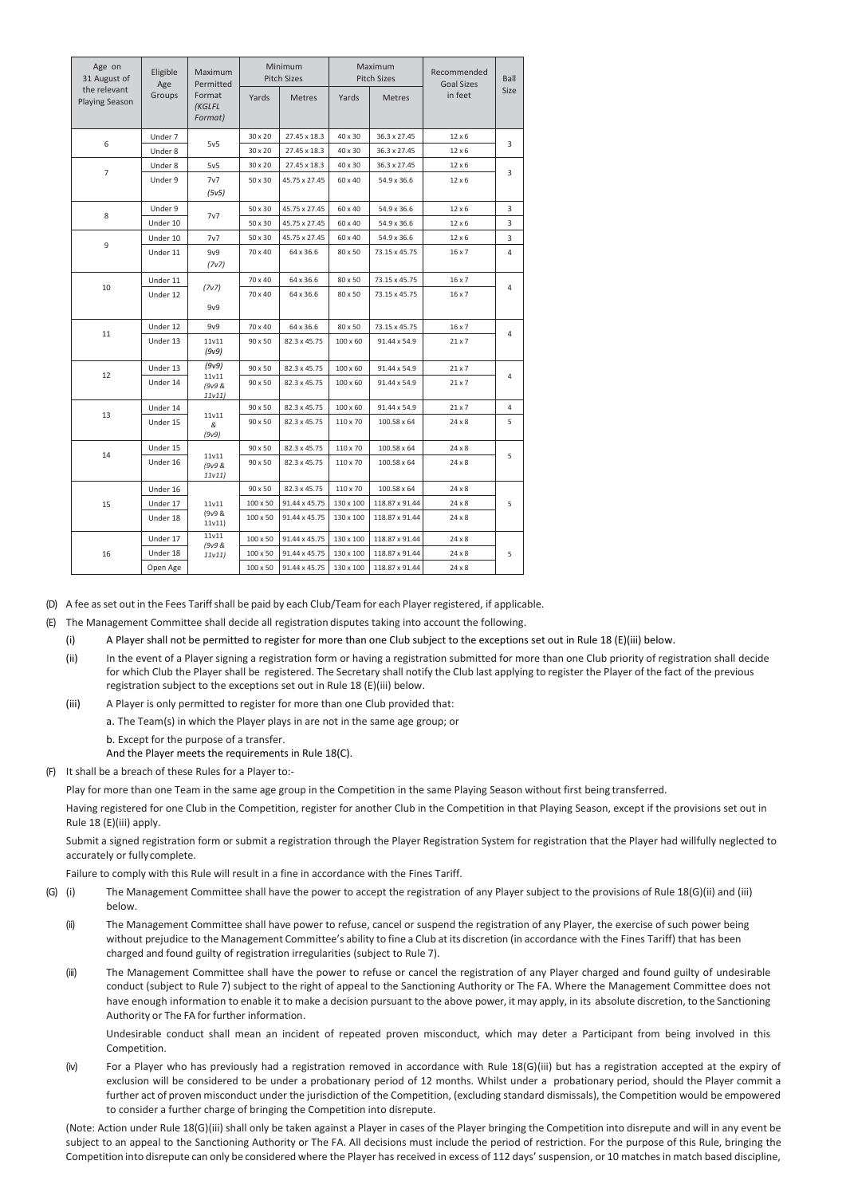| Age on 31 August of the relevant Playing Season | Eligible Age Groups | Maximum Permitted Format (KGLFL Format) | Minimum Pitch Sizes | | Maximum Pitch Sizes | | Recommended Goal Sizes in feet | Ball Size |
|---|---|---|---|---|---|---|---|---|
| | | | Yards | Metres | Yards | Metres | | |
| 6 | Under 7 | 5v5 | 30 x 20 | 27.45 x 18.3 | 40 x 30 | 36.3 x 27.45 | 12 x 6 | 3 |
| | Under 8 | | 30 x 20 | 27.45 x 18.3 | 40 x 30 | 36.3 x 27.45 | 12 x 6 | |
| 7 | Under 8 | 5v5 | 30 x 20 | 27.45 x 18.3 | 40 x 30 | 36.3 x 27.45 | 12 x 6 | 3 |
| | Under 9 | 7v7 (5v5) | 50 x 30 | 45.75 x 27.45 | 60 x 40 | 54.9 x 36.6 | 12 x 6 | |
| 8 | Under 9 | 7v7 | 50 x 30 | 45.75 x 27.45 | 60 x 40 | 54.9 x 36.6 | 12 x 6 | 3 |
| | Under 10 | | 50 x 30 | 45.75 x 27.45 | 60 x 40 | 54.9 x 36.6 | 12 x 6 | 3 |
| 9 | Under 10 | 7v7 | 50 x 30 | 45.75 x 27.45 | 60 x 40 | 54.9 x 36.6 | 12 x 6 | 3 |
| | Under 11 | 9v9 (7v7) | 70 x 40 | 64 x 36.6 | 80 x 50 | 73.15 x 45.75 | 16 x 7 | 4 |
| 10 | Under 11 | (7v7) | 70 x 40 | 64 x 36.6 | 80 x 50 | 73.15 x 45.75 | 16 x 7 | 4 |
| | Under 12 | 9v9 | 70 x 40 | 64 x 36.6 | 80 x 50 | 73.15 x 45.75 | 16 x 7 | |
| 11 | Under 12 | 9v9 | 70 x 40 | 64 x 36.6 | 80 x 50 | 73.15 x 45.75 | 16 x 7 | 4 |
| | Under 13 | 11v11 (9v9) | 90 x 50 | 82.3 x 45.75 | 100 x 60 | 91.44 x 54.9 | 21 x 7 | |
| 12 | Under 13 | (9v9) | 90 x 50 | 82.3 x 45.75 | 100 x 60 | 91.44 x 54.9 | 21 x 7 | 4 |
| | Under 14 | 11v11 (9v9 & 11v11) | 90 x 50 | 82.3 x 45.75 | 100 x 60 | 91.44 x 54.9 | 21 x 7 | |
| 13 | Under 14 | 11v11 & (9v9) | 90 x 50 | 82.3 x 45.75 | 100 x 60 | 91.44 x 54.9 | 21 x 7 | 4 |
| | Under 15 | | 90 x 50 | 82.3 x 45.75 | 110 x 70 | 100.58 x 64 | 24 x 8 | 5 |
| 14 | Under 15 | 11v11 (9v9 & 11v11) | 90 x 50 | 82.3 x 45.75 | 110 x 70 | 100.58 x 64 | 24 x 8 | 5 |
| | Under 16 | | 90 x 50 | 82.3 x 45.75 | 110 x 70 | 100.58 x 64 | 24 x 8 | |
| 15 | Under 16 | 11v11 (9v9 & 11v11) | 90 x 50 | 82.3 x 45.75 | 110 x 70 | 100.58 x 64 | 24 x 8 | 5 |
| | Under 17 | | 100 x 50 | 91.44 x 45.75 | 130 x 100 | 118.87 x 91.44 | 24 x 8 | |
| | Under 18 | | 100 x 50 | 91.44 x 45.75 | 130 x 100 | 118.87 x 91.44 | 24 x 8 | |
| 16 | Under 17 | 11v11 (9v9 & 11v11) | 100 x 50 | 91.44 x 45.75 | 130 x 100 | 118.87 x 91.44 | 24 x 8 | 5 |
| | Under 18 | | 100 x 50 | 91.44 x 45.75 | 130 x 100 | 118.87 x 91.44 | 24 x 8 | |
| | Open Age | | 100 x 50 | 91.44 x 45.75 | 130 x 100 | 118.87 x 91.44 | 24 x 8 | |

(D) A fee as set out in the Fees Tariff shall be paid by each Club/Team for each Player registered, if applicable.

(E) The Management Committee shall decide all registration disputes taking into account the following.

(i) A Player shall not be permitted to register for more than one Club subject to the exceptions set out in Rule 18 (E)(iii) below.

(ii) In the event of a Player signing a registration form or having a registration submitted for more than one Club priority of registration shall decide for which Club the Player shall be registered. The Secretary shall notify the Club last applying to register the Player of the fact of the previous registration subject to the exceptions set out in Rule 18 (E)(iii) below.

(iii) A Player is only permitted to register for more than one Club provided that:

a. The Team(s) in which the Player plays in are not in the same age group; or

b. Except for the purpose of a transfer.

And the Player meets the requirements in Rule 18(C).

(F) It shall be a breach of these Rules for a Player to:-

Play for more than one Team in the same age group in the Competition in the same Playing Season without first being transferred.

Having registered for one Club in the Competition, register for another Club in the Competition in that Playing Season, except if the provisions set out in Rule 18 (E)(iii) apply.

Submit a signed registration form or submit a registration through the Player Registration System for registration that the Player had willfully neglected to accurately or fully complete.

Failure to comply with this Rule will result in a fine in accordance with the Fines Tariff.

(G) (i) The Management Committee shall have the power to accept the registration of any Player subject to the provisions of Rule 18(G)(ii) and (iii) below.

(ii) The Management Committee shall have power to refuse, cancel or suspend the registration of any Player, the exercise of such power being without prejudice to the Management Committee's ability to fine a Club at its discretion (in accordance with the Fines Tariff) that has been charged and found guilty of registration irregularities (subject to Rule 7).

(iii) The Management Committee shall have the power to refuse or cancel the registration of any Player charged and found guilty of undesirable conduct (subject to Rule 7) subject to the right of appeal to the Sanctioning Authority or The FA. Where the Management Committee does not have enough information to enable it to make a decision pursuant to the above power, it may apply, in its absolute discretion, to the Sanctioning Authority or The FA for further information.

Undesirable conduct shall mean an incident of repeated proven misconduct, which may deter a Participant from being involved in this Competition.

(iv) For a Player who has previously had a registration removed in accordance with Rule 18(G)(iii) but has a registration accepted at the expiry of exclusion will be considered to be under a probationary period of 12 months. Whilst under a probationary period, should the Player commit a further act of proven misconduct under the jurisdiction of the Competition, (excluding standard dismissals), the Competition would be empowered to consider a further charge of bringing the Competition into disrepute.

(Note: Action under Rule 18(G)(iii) shall only be taken against a Player in cases of the Player bringing the Competition into disrepute and will in any event be subject to an appeal to the Sanctioning Authority or The FA. All decisions must include the period of restriction. For the purpose of this Rule, bringing the Competition into disrepute can only be considered where the Player has received in excess of 112 days' suspension, or 10 matches in match based discipline,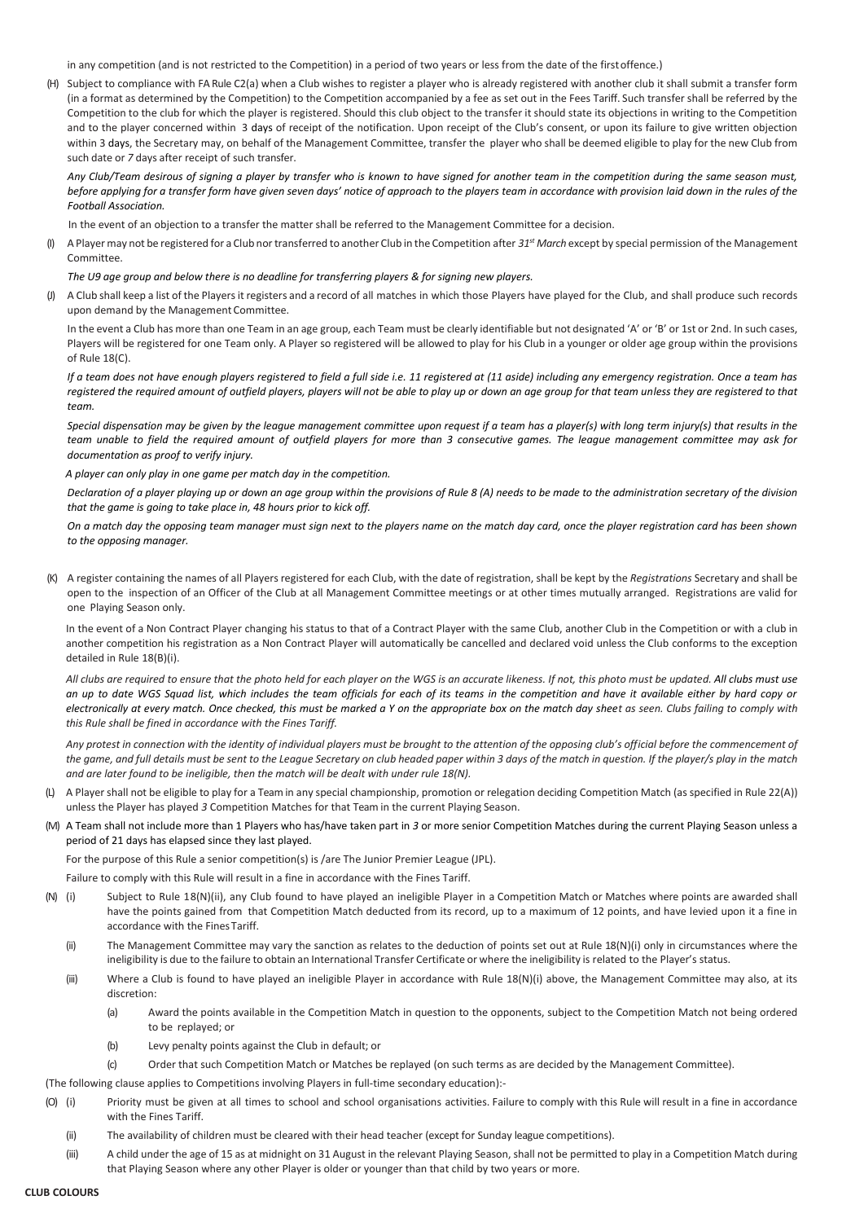in any competition (and is not restricted to the Competition) in a period of two years or less from the date of the first offence.)

(H) Subject to compliance with FA Rule C2(a) when a Club wishes to register a player who is already registered with another club it shall submit a transfer form (in a format as determined by the Competition) to the Competition accompanied by a fee as set out in the Fees Tariff. Such transfer shall be referred by the Competition to the club for which the player is registered. Should this club object to the transfer it should state its objections in writing to the Competition and to the player concerned within 3 days of receipt of the notification. Upon receipt of the Club's consent, or upon its failure to give written objection within 3 days, the Secretary may, on behalf of the Management Committee, transfer the player who shall be deemed eligible to play for the new Club from such date or *7* days after receipt of such transfer.

*Any Club/Team desirous of signing a player by transfer who is known to have signed for another team in the competition during the same season must, before applying for a transfer form have given seven days' notice of approach to the players team in accordance with provision laid down in the rules of the Football Association.*

In the event of an objection to a transfer the matter shall be referred to the Management Committee for a decision.

(I) A Player may not be registered for a Club nor transferred to another Club in the Competition after *31st March* except by special permission of the Management Committee.

*The U9 age group and below there is no deadline for transferring players & for signing new players.*

(J) A Club shall keep a list of the Players it registers and a record of all matches in which those Players have played for the Club, and shall produce such records upon demand by the Management Committee.

In the event a Club has more than one Team in an age group, each Team must be clearly identifiable but not designated 'A' or 'B' or 1st or 2nd. In such cases, Players will be registered for one Team only. A Player so registered will be allowed to play for his Club in a younger or older age group within the provisions of Rule 18(C).

*If a team does not have enough players registered to field a full side i.e. 11 registered at (11 aside) including any emergency registration. Once a team has registered the required amount of outfield players, players will not be able to play up or down an age group for that team unless they are registered to that team.*

*Special dispensation may be given by the league management committee upon request if a team has a player(s) with long term injury(s) that results in the team unable to field the required amount of outfield players for more than 3 consecutive games. The league management committee may ask for documentation as proof to verify injury.*

*A player can only play in one game per match day in the competition.*

*Declaration of a player playing up or down an age group within the provisions of Rule 8 (A) needs to be made to the administration secretary of the division that the game is going to take place in, 48 hours prior to kick off.*

*On a match day the opposing team manager must sign next to the players name on the match day card, once the player registration card has been shown to the opposing manager.*

(K) A register containing the names of all Players registered for each Club, with the date of registration, shall be kept by the *Registrations* Secretary and shall be open to the inspection of an Officer of the Club at all Management Committee meetings or at other times mutually arranged. Registrations are valid for one Playing Season only.

In the event of a Non Contract Player changing his status to that of a Contract Player with the same Club, another Club in the Competition or with a club in another competition his registration as a Non Contract Player will automatically be cancelled and declared void unless the Club conforms to the exception detailed in Rule 18(B)(i).

*All clubs are required to ensure that the photo held for each player on the WGS is an accurate likeness. If not, this photo must be updated. **All clubs must use an up to date WGS Squad list, which includes the team officials for each of its teams in the competition and have it available either by hard copy or electronically at every match. Once checked, this must be marked a Y on the appropriate box on the match day sheet as seen. Clubs failing to comply with this Rule shall be fined in accordance with the Fines Tariff.***

*Any protest in connection with the identity of individual players must be brought to the attention of the opposing club's official before the commencement of the game, and full details must be sent to the League Secretary on club headed paper within 3 days of the match in question. If the player/s play in the match and are later found to be ineligible, then the match will be dealt with under rule 18(N).*

(L) A Player shall not be eligible to play for a Team in any special championship, promotion or relegation deciding Competition Match (as specified in Rule 22(A)) unless the Player has played *3* Competition Matches for that Team in the current Playing Season.

(M) A Team shall not include more than 1 Players who has/have taken part in *3* or more senior Competition Matches during the current Playing Season unless a period of 21 days has elapsed since they last played.

For the purpose of this Rule a senior competition(s) is /are The Junior Premier League (JPL).

Failure to comply with this Rule will result in a fine in accordance with the Fines Tariff.

(N) (i) Subject to Rule 18(N)(ii), any Club found to have played an ineligible Player in a Competition Match or Matches where points are awarded shall have the points gained from that Competition Match deducted from its record, up to a maximum of 12 points, and have levied upon it a fine in accordance with the Fines Tariff.

(ii) The Management Committee may vary the sanction as relates to the deduction of points set out at Rule 18(N)(i) only in circumstances where the ineligibility is due to the failure to obtain an International Transfer Certificate or where the ineligibility is related to the Player's status.

(iii) Where a Club is found to have played an ineligible Player in accordance with Rule 18(N)(i) above, the Management Committee may also, at its discretion:

(a) Award the points available in the Competition Match in question to the opponents, subject to the Competition Match not being ordered to be replayed; or

(b) Levy penalty points against the Club in default; or

(c) Order that such Competition Match or Matches be replayed (on such terms as are decided by the Management Committee).

(The following clause applies to Competitions involving Players in full-time secondary education):-

(O) (i) Priority must be given at all times to school and school organisations activities. Failure to comply with this Rule will result in a fine in accordance with the Fines Tariff.

(ii) The availability of children must be cleared with their head teacher (except for Sunday league competitions).

(iii) A child under the age of 15 as at midnight on 31 August in the relevant Playing Season, shall not be permitted to play in a Competition Match during that Playing Season where any other Player is older or younger than that child by two years or more.

**CLUB COLOURS**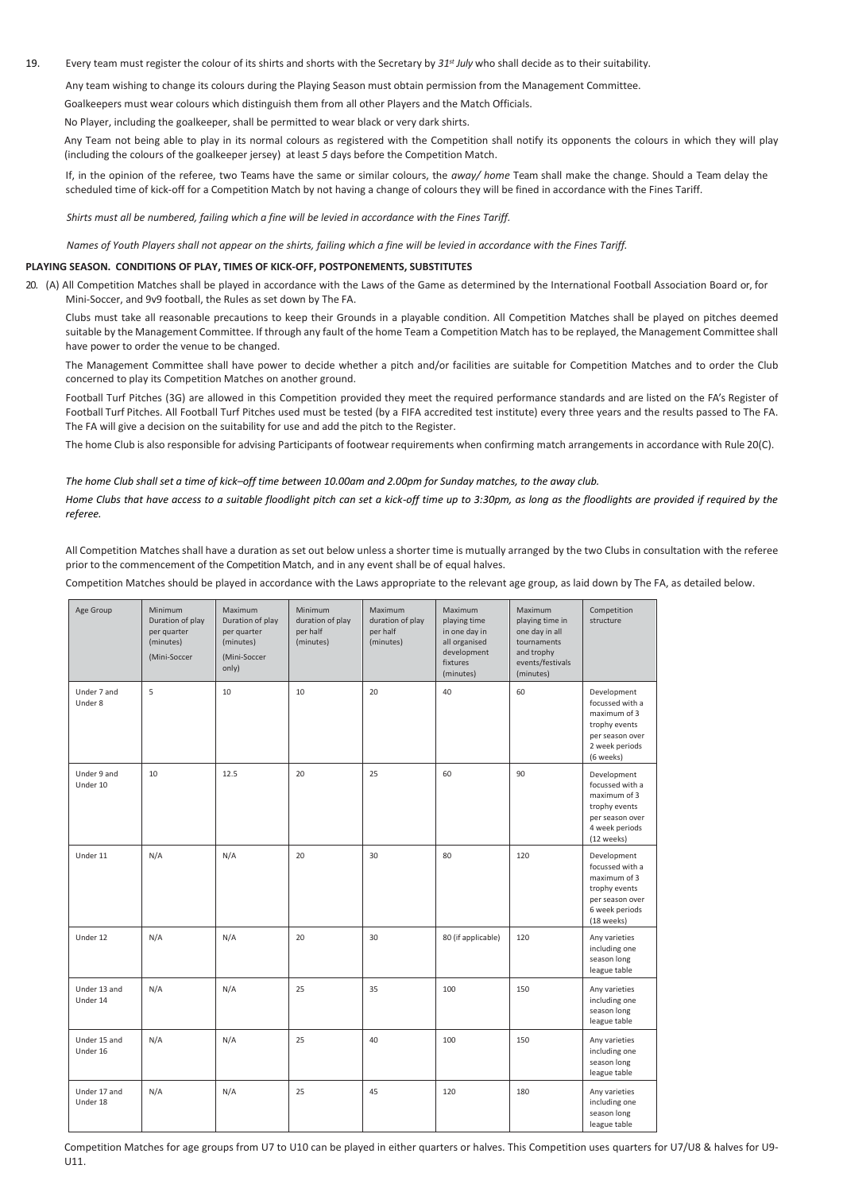19. Every team must register the colour of its shirts and shorts with the Secretary by *31st July* who shall decide as to their suitability.

Any team wishing to change its colours during the Playing Season must obtain permission from the Management Committee.

Goalkeepers must wear colours which distinguish them from all other Players and the Match Officials.

No Player, including the goalkeeper, shall be permitted to wear black or very dark shirts.

Any Team not being able to play in its normal colours as registered with the Competition shall notify its opponents the colours in which they will play (including the colours of the goalkeeper jersey) at least *5* days before the Competition Match.

If, in the opinion of the referee, two Teams have the same or similar colours, the *away/ home* Team shall make the change. Should a Team delay the scheduled time of kick-off for a Competition Match by not having a change of colours they will be fined in accordance with the Fines Tariff.

*Shirts must all be numbered, failing which a fine will be levied in accordance with the Fines Tariff.*

*Names of Youth Players shall not appear on the shirts, failing which a fine will be levied in accordance with the Fines Tariff.*

**PLAYING SEASON. CONDITIONS OF PLAY, TIMES OF KICK-OFF, POSTPONEMENTS, SUBSTITUTES**

20. (A) All Competition Matches shall be played in accordance with the Laws of the Game as determined by the International Football Association Board or, for Mini-Soccer, and 9v9 football, the Rules as set down by The FA.

Clubs must take all reasonable precautions to keep their Grounds in a playable condition. All Competition Matches shall be played on pitches deemed suitable by the Management Committee. If through any fault of the home Team a Competition Match has to be replayed, the Management Committee shall have power to order the venue to be changed.

The Management Committee shall have power to decide whether a pitch and/or facilities are suitable for Competition Matches and to order the Club concerned to play its Competition Matches on another ground.

Football Turf Pitches (3G) are allowed in this Competition provided they meet the required performance standards and are listed on the FA's Register of Football Turf Pitches. All Football Turf Pitches used must be tested (by a FIFA accredited test institute) every three years and the results passed to The FA. The FA will give a decision on the suitability for use and add the pitch to the Register.

The home Club is also responsible for advising Participants of footwear requirements when confirming match arrangements in accordance with Rule 20(C).

*The home Club shall set a time of kick–off time between 10.00am and 2.00pm for Sunday matches, to the away club.*

*Home Clubs that have access to a suitable floodlight pitch can set a kick-off time up to 3:30pm, as long as the floodlights are provided if required by the referee.*

All Competition Matches shall have a duration as set out below unless a shorter time is mutually arranged by the two Clubs in consultation with the referee prior to the commencement of the Competition Match, and in any event shall be of equal halves.

Competition Matches should be played in accordance with the Laws appropriate to the relevant age group, as laid down by The FA, as detailed below.

| Age Group | Minimum Duration of play per quarter (minutes) (Mini-Soccer | Maximum Duration of play per quarter (minutes) (Mini-Soccer only) | Minimum duration of play per half (minutes) | Maximum duration of play per half (minutes) | Maximum playing time in one day in all organised development fixtures (minutes) | Maximum playing time in one day in all tournaments and trophy events/festivals (minutes) | Competition structure |
|---|---|---|---|---|---|---|---|
| Under 7 and Under 8 | 5 | 10 | 10 | 20 | 40 | 60 | Development focussed with a maximum of 3 trophy events per season over 2 week periods (6 weeks) |
| Under 9 and Under 10 | 10 | 12.5 | 20 | 25 | 60 | 90 | Development focussed with a maximum of 3 trophy events per season over 4 week periods (12 weeks) |
| Under 11 | N/A | N/A | 20 | 30 | 80 | 120 | Development focussed with a maximum of 3 trophy events per season over 6 week periods (18 weeks) |
| Under 12 | N/A | N/A | 20 | 30 | 80 (if applicable) | 120 | Any varieties including one season long league table |
| Under 13 and Under 14 | N/A | N/A | 25 | 35 | 100 | 150 | Any varieties including one season long league table |
| Under 15 and Under 16 | N/A | N/A | 25 | 40 | 100 | 150 | Any varieties including one season long league table |
| Under 17 and Under 18 | N/A | N/A | 25 | 45 | 120 | 180 | Any varieties including one season long league table |

Competition Matches for age groups from U7 to U10 can be played in either quarters or halves. This Competition uses quarters for U7/U8 & halves for U9-U11.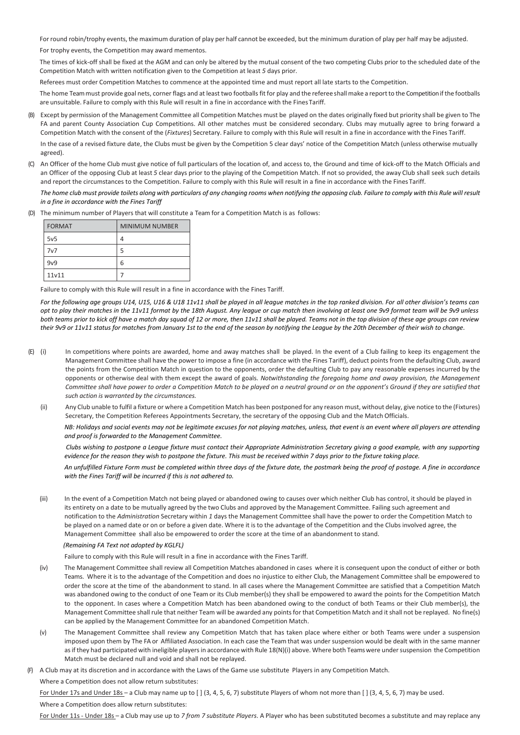For round robin/trophy events, the maximum duration of play per half cannot be exceeded, but the minimum duration of play per half may be adjusted.

For trophy events, the Competition may award mementos.

The times of kick-off shall be fixed at the AGM and can only be altered by the mutual consent of the two competing Clubs prior to the scheduled date of the Competition Match with written notification given to the Competition at least *5* days prior.

Referees must order Competition Matches to commence at the appointed time and must report all late starts to the Competition.

The home Team must provide goal nets, corner flags and at least two footballs fit for play and the referee shall make a report to the Competition if the footballs are unsuitable. Failure to comply with this Rule will result in a fine in accordance with the Fines Tariff.

(B) Except by permission of the Management Committee all Competition Matches must be played on the dates originally fixed but priority shall be given to The FA and parent County Association Cup Competitions. All other matches must be considered secondary. Clubs may mutually agree to bring forward a Competition Match with the consent of the (*Fixtures*) Secretary. Failure to comply with this Rule will result in a fine in accordance with the Fines Tariff.

In the case of a revised fixture date, the Clubs must be given by the Competition 5 clear days' notice of the Competition Match (unless otherwise mutually agreed).

(C) An Officer of the home Club must give notice of full particulars of the location of, and access to, the Ground and time of kick-off to the Match Officials and an Officer of the opposing Club at least *5* clear days prior to the playing of the Competition Match. If not so provided, the away Club shall seek such details and report the circumstances to the Competition. Failure to comply with this Rule will result in a fine in accordance with the Fines Tariff.

*The home club must provide toilets along with particulars of any changing rooms when notifying the opposing club. Failure to comply with this Rule will result in a fine in accordance with the Fines Tariff*

(D) The minimum number of Players that will constitute a Team for a Competition Match is as follows:

| FORMAT | MINIMUM NUMBER |
|---|---|
| 5v5 | 4 |
| 7v7 | 5 |
| 9v9 | 6 |
| 11v11 | 7 |

Failure to comply with this Rule will result in a fine in accordance with the Fines Tariff.

*For the following age groups U14, U15, U16 & U18 11v11 shall be played in all league matches in the top ranked division. For all other division's teams can opt to play their matches in the 11v11 format by the 18th August. Any league or cup match then involving at least one 9v9 format team will be 9v9 unless both teams prior to kick off have a match day squad of 12 or more, then 11v11 shall be played. Teams not in the top division of these age groups can review their 9v9 or 11v11 status for matches from January 1st to the end of the season by notifying the League by the 20th December of their wish to change.*

(E) (i) In competitions where points are awarded, home and away matches shall be played. In the event of a Club failing to keep its engagement the Management Committee shall have the power to impose a fine (in accordance with the Fines Tariff), deduct points from the defaulting Club, award the points from the Competition Match in question to the opponents, order the defaulting Club to pay any reasonable expenses incurred by the opponents or otherwise deal with them except the award of goals. *Notwithstanding the foregoing home and away provision, the Management Committee shall have power to order a Competition Match to be played on a neutral ground or on the opponent's Ground if they are satisfied that such action is warranted by the circumstances.*

(ii) Any Club unable to fulfil a fixture or where a Competition Match has been postponed for any reason must, without delay, give notice to the (Fixtures) Secretary, the Competition Referees Appointments Secretary, the secretary of the opposing Club and the Match Officials.

*NB: Holidays and social events may not be legitimate excuses for not playing matches, unless, that event is an event where all players are attending and proof is forwarded to the Management Committee.*

*Clubs wishing to postpone a League fixture must contact their Appropriate Administration Secretary giving a good example, with any supporting evidence for the reason they wish to postpone the fixture. This must be received within 7 days prior to the fixture taking place.*

*An unfulfilled Fixture Form must be completed within three days of the fixture date, the postmark being the proof of postage. A fine in accordance with the Fines Tariff will be incurred if this is not adhered to.*

(iii) In the event of a Competition Match not being played or abandoned owing to causes over which neither Club has control, it should be played in its entirety on a date to be mutually agreed by the two Clubs and approved by the Management Committee. Failing such agreement and notification to the *Administration* Secretary within *1* days the Management Committee shall have the power to order the Competition Match to be played on a named date or on or before a given date. Where it is to the advantage of the Competition and the Clubs involved agree, the Management Committee shall also be empowered to order the score at the time of an abandonment to stand.

*(Remaining FA Text not adopted by KGLFL)*

Failure to comply with this Rule will result in a fine in accordance with the Fines Tariff.

(iv) The Management Committee shall review all Competition Matches abandoned in cases where it is consequent upon the conduct of either or both Teams. Where it is to the advantage of the Competition and does no injustice to either Club, the Management Committee shall be empowered to order the score at the time of the abandonment to stand. In all cases where the Management Committee are satisfied that a Competition Match was abandoned owing to the conduct of one Team or its Club member(s) they shall be empowered to award the points for the Competition Match to the opponent. In cases where a Competition Match has been abandoned owing to the conduct of both Teams or their Club member(s), the Management Committee shall rule that neither Team will be awarded any points for that Competition Match and it shall not be replayed. No fine(s) can be applied by the Management Committee for an abandoned Competition Match.

(v) The Management Committee shall review any Competition Match that has taken place where either or both Teams were under a suspension imposed upon them by The FA or Affiliated Association. In each case the Team that was under suspension would be dealt with in the same manner as if they had participated with ineligible players in accordance with Rule 18(N)(i) above. Where both Teams were under suspension the Competition Match must be declared null and void and shall not be replayed.

(F) A Club may at its discretion and in accordance with the Laws of the Game use substitute Players in any Competition Match.

Where a Competition does not allow return substitutes:

For Under 17s and Under 18s – a Club may name up to [ ] (3, 4, 5, 6, 7) substitute Players of whom not more than [ ] (3, 4, 5, 6, 7) may be used.

Where a Competition does allow return substitutes:

For Under 11s - Under 18s – a Club may use up to *7 from 7 substitute Players*. A Player who has been substituted becomes a substitute and may replace any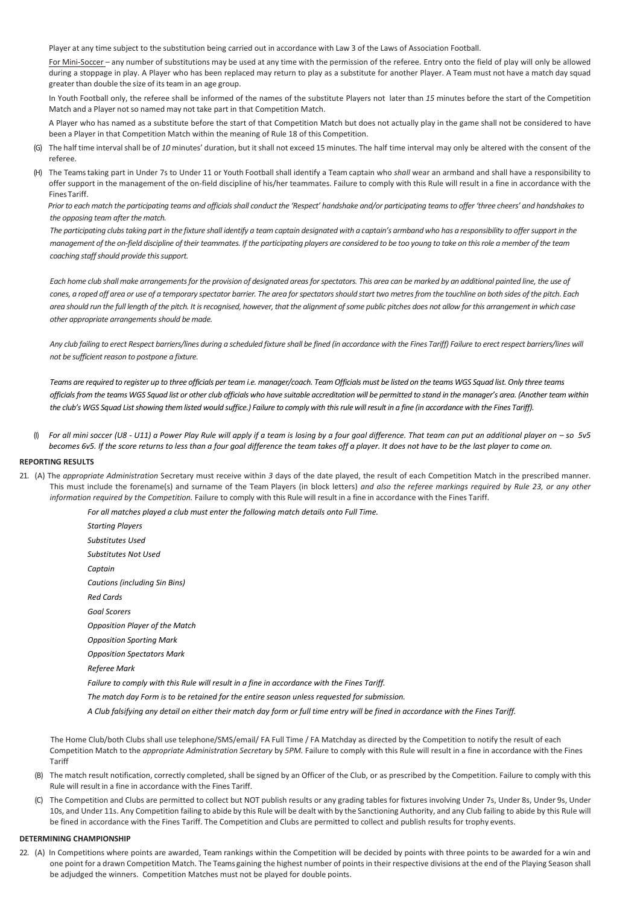Player at any time subject to the substitution being carried out in accordance with Law 3 of the Laws of Association Football.

For Mini-Soccer – any number of substitutions may be used at any time with the permission of the referee. Entry onto the field of play will only be allowed during a stoppage in play. A Player who has been replaced may return to play as a substitute for another Player. A Team must not have a match day squad greater than double the size of its team in an age group.

In Youth Football only, the referee shall be informed of the names of the substitute Players not later than *15* minutes before the start of the Competition Match and a Player not so named may not take part in that Competition Match.

A Player who has named as a substitute before the start of that Competition Match but does not actually play in the game shall not be considered to have been a Player in that Competition Match within the meaning of Rule 18 of this Competition.

(G) The half time interval shall be of *10* minutes' duration, but it shall not exceed 15 minutes. The half time interval may only be altered with the consent of the referee.

(H) The Teams taking part in Under 7s to Under 11 or Youth Football shall identify a Team captain who *shall* wear an armband and shall have a responsibility to offer support in the management of the on-field discipline of his/her teammates. Failure to comply with this Rule will result in a fine in accordance with the Fines Tariff.

*Prior to each match the participating teams and officials shall conduct the 'Respect' handshake and/or participating teams to offer 'three cheers' and handshakes to the opposing team after the match.*

*The participating clubs taking part in the fixture shall identify a team captain designated with a captain's armband who has a responsibility to offer support in the management of the on-field discipline of their teammates. If the participating players are considered to be too young to take on this role a member of the team coaching staff should provide this support.*

*Each home club shall make arrangements for the provision of designated areas for spectators. This area can be marked by an additional painted line, the use of cones, a roped off area or use of a temporary spectator barrier. The area for spectators should start two metres from the touchline on both sides of the pitch. Each area should run the full length of the pitch. It is recognised, however, that the alignment of some public pitches does not allow for this arrangement in which case other appropriate arrangements should be made.*

*Any club failing to erect Respect barriers/lines during a scheduled fixture shall be fined (in accordance with the Fines Tariff) Failure to erect respect barriers/lines will not be sufficient reason to postpone a fixture.*

*Teams are required to register up to three officials per team i.e. manager/coach. Team Officials must be listed on the teams WGS Squad list. Only three teams officials from the teams WGS Squad list or other club officials who have suitable accreditation will be permitted to stand in the manager's area. (Another team within the club's WGS Squad List showing them listed would suffice.) Failure to comply with this rule will result in a fine (in accordance with the Fines Tariff).*

(I) *For all mini soccer (U8 - U11) a Power Play Rule will apply if a team is losing by a four goal difference. That team can put an additional player on – so 5v5 becomes 6v5. If the score returns to less than a four goal difference the team takes off a player. It does not have to be the last player to come on.*

**REPORTING RESULTS**

21. (A) The *appropriate Administration* Secretary must receive within *3* days of the date played, the result of each Competition Match in the prescribed manner. This must include the forename(s) and surname of the Team Players (in block letters) *and also the referee markings required by Rule 23, or any other information required by the Competition.* Failure to comply with this Rule will result in a fine in accordance with the Fines Tariff.

    *For all matches played a club must enter the following match details onto Full Time.*

    *Starting Players*

    *Substitutes Used*

    *Substitutes Not Used*

    *Captain*

    *Cautions (including Sin Bins)*

    *Red Cards*

    *Goal Scorers*

    *Opposition Player of the Match*

    *Opposition Sporting Mark*

    *Opposition Spectators Mark*

    *Referee Mark*

    *Failure to comply with this Rule will result in a fine in accordance with the Fines Tariff.*

    *The match day Form is to be retained for the entire season unless requested for submission.*

    *A Club falsifying any detail on either their match day form or full time entry will be fined in accordance with the Fines Tariff.*

    The Home Club/both Clubs shall use telephone/SMS/email/ FA Full Time / FA Matchday as directed by the Competition to notify the result of each Competition Match to the *appropriate Administration Secretary* by *5PM.* Failure to comply with this Rule will result in a fine in accordance with the Fines Tariff

(B) The match result notification, correctly completed, shall be signed by an Officer of the Club, or as prescribed by the Competition. Failure to comply with this Rule will result in a fine in accordance with the Fines Tariff.

(C) The Competition and Clubs are permitted to collect but NOT publish results or any grading tables for fixtures involving Under 7s, Under 8s, Under 9s, Under 10s, and Under 11s. Any Competition failing to abide by this Rule will be dealt with by the Sanctioning Authority, and any Club failing to abide by this Rule will be fined in accordance with the Fines Tariff. The Competition and Clubs are permitted to collect and publish results for trophy events.

**DETERMINING CHAMPIONSHIP**

22. (A) In Competitions where points are awarded, Team rankings within the Competition will be decided by points with three points to be awarded for a win and one point for a drawn Competition Match. The Teams gaining the highest number of points in their respective divisions at the end of the Playing Season shall be adjudged the winners. Competition Matches must not be played for double points.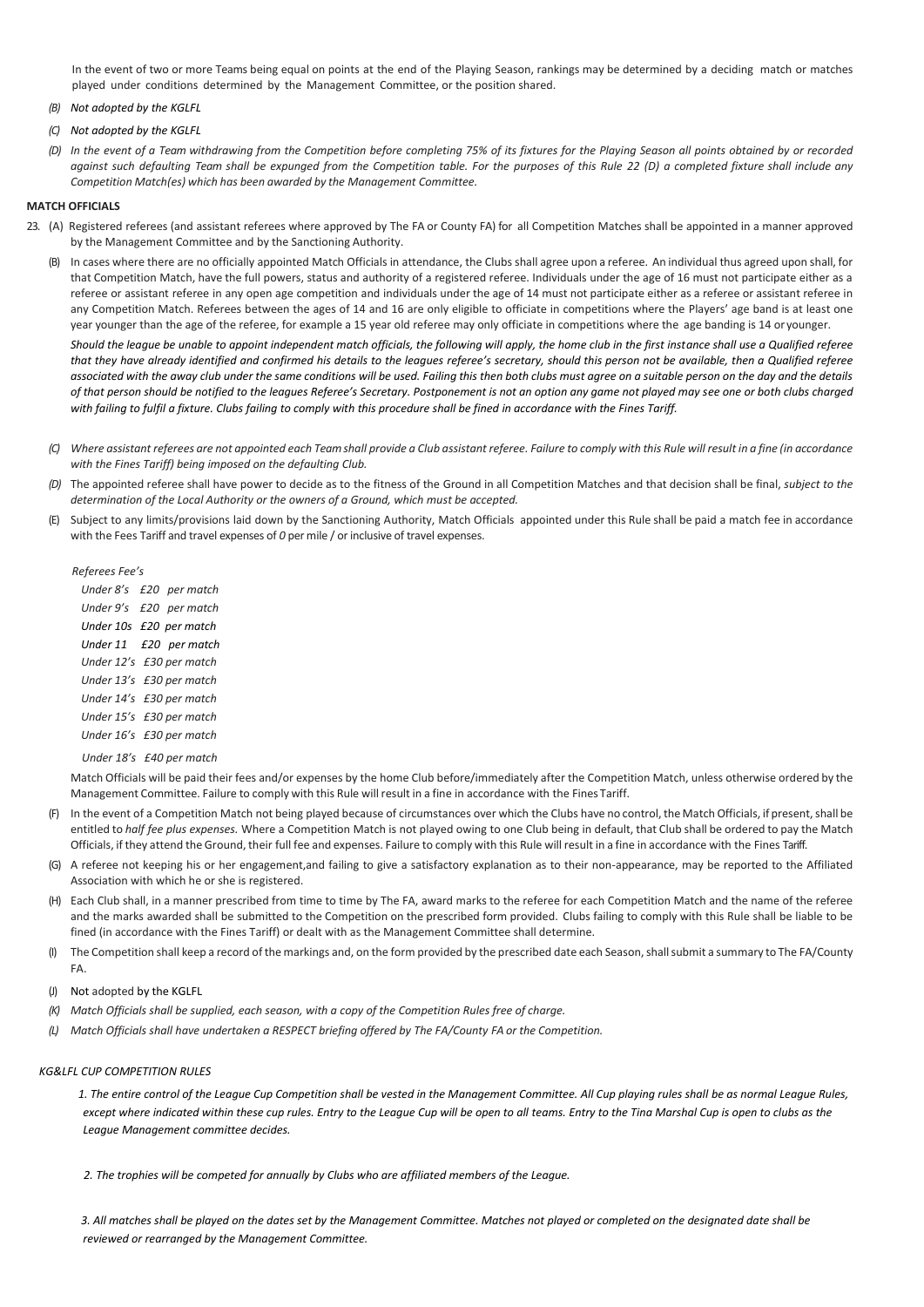In the event of two or more Teams being equal on points at the end of the Playing Season, rankings may be determined by a deciding match or matches played under conditions determined by the Management Committee, or the position shared.

*(B) Not adopted by the KGLFL*

*(C) Not adopted by the KGLFL*

*(D) In the event of a Team withdrawing from the Competition before completing 75% of its fixtures for the Playing Season all points obtained by or recorded against such defaulting Team shall be expunged from the Competition table. For the purposes of this Rule 22 (D) a completed fixture shall include any Competition Match(es) which has been awarded by the Management Committee.*

**MATCH OFFICIALS**

23. (A) Registered referees (and assistant referees where approved by The FA or County FA) for all Competition Matches shall be appointed in a manner approved by the Management Committee and by the Sanctioning Authority.

(B) In cases where there are no officially appointed Match Officials in attendance, the Clubs shall agree upon a referee. An individual thus agreed upon shall, for that Competition Match, have the full powers, status and authority of a registered referee. Individuals under the age of 16 must not participate either as a referee or assistant referee in any open age competition and individuals under the age of 14 must not participate either as a referee or assistant referee in any Competition Match. Referees between the ages of 14 and 16 are only eligible to officiate in competitions where the Players' age band is at least one year younger than the age of the referee, for example a 15 year old referee may only officiate in competitions where the age banding is 14 or younger.

*Should the league be unable to appoint independent match officials, the following will apply, the home club in the first instance shall use a Qualified referee that they have already identified and confirmed his details to the leagues referee's secretary, should this person not be available, then a Qualified referee associated with the away club under the same conditions will be used. Failing this then both clubs must agree on a suitable person on the day and the details of that person should be notified to the leagues Referee's Secretary. Postponement is not an option any game not played may see one or both clubs charged with failing to fulfil a fixture. Clubs failing to comply with this procedure shall be fined in accordance with the Fines Tariff.*

*(C) Where assistant referees are not appointed each Team shall provide a Club assistant referee. Failure to comply with this Rule will result in a fine (in accordance with the Fines Tariff) being imposed on the defaulting Club.*

*(D)* The appointed referee shall have power to decide as to the fitness of the Ground in all Competition Matches and that decision shall be final, *subject to the determination of the Local Authority or the owners of a Ground, which must be accepted.*

(E) Subject to any limits/provisions laid down by the Sanctioning Authority, Match Officials appointed under this Rule shall be paid a match fee in accordance with the Fees Tariff and travel expenses of *0* per mile / or inclusive of travel expenses.

*Referees Fee's*

*Under 8's £20 per match*
*Under 9's £20 per match*
*Under 10s £20 per match*
*Under 11 £20 per match*
*Under 12's £30 per match*
*Under 13's £30 per match*
*Under 14's £30 per match*
*Under 15's £30 per match*
*Under 16's £30 per match*
*Under 18's £40 per match*

Match Officials will be paid their fees and/or expenses by the home Club before/immediately after the Competition Match, unless otherwise ordered by the Management Committee. Failure to comply with this Rule will result in a fine in accordance with the Fines Tariff.

(F) In the event of a Competition Match not being played because of circumstances over which the Clubs have no control, the Match Officials, if present, shall be entitled to *half fee plus expenses.* Where a Competition Match is not played owing to one Club being in default, that Club shall be ordered to pay the Match Officials, if they attend the Ground, their full fee and expenses. Failure to comply with this Rule will result in a fine in accordance with the Fines Tariff.

(G) A referee not keeping his or her engagement,and failing to give a satisfactory explanation as to their non-appearance, may be reported to the Affiliated Association with which he or she is registered.

(H) Each Club shall, in a manner prescribed from time to time by The FA, award marks to the referee for each Competition Match and the name of the referee and the marks awarded shall be submitted to the Competition on the prescribed form provided. Clubs failing to comply with this Rule shall be liable to be fined (in accordance with the Fines Tariff) or dealt with as the Management Committee shall determine.

(I) The Competition shall keep a record of the markings and, on the form provided by the prescribed date each Season, shall submit a summary to The FA/County FA.

(J) Not adopted by the KGLFL

*(K) Match Officials shall be supplied, each season, with a copy of the Competition Rules free of charge.*

*(L) Match Officials shall have undertaken a RESPECT briefing offered by The FA/County FA or the Competition.*

*KG&LFL CUP COMPETITION RULES*

*1. The entire control of the League Cup Competition shall be vested in the Management Committee. All Cup playing rules shall be as normal League Rules, except where indicated within these cup rules. Entry to the League Cup will be open to all teams. Entry to the Tina Marshal Cup is open to clubs as the League Management committee decides.*

*2. The trophies will be competed for annually by Clubs who are affiliated members of the League.*

*3. All matches shall be played on the dates set by the Management Committee. Matches not played or completed on the designated date shall be reviewed or rearranged by the Management Committee.*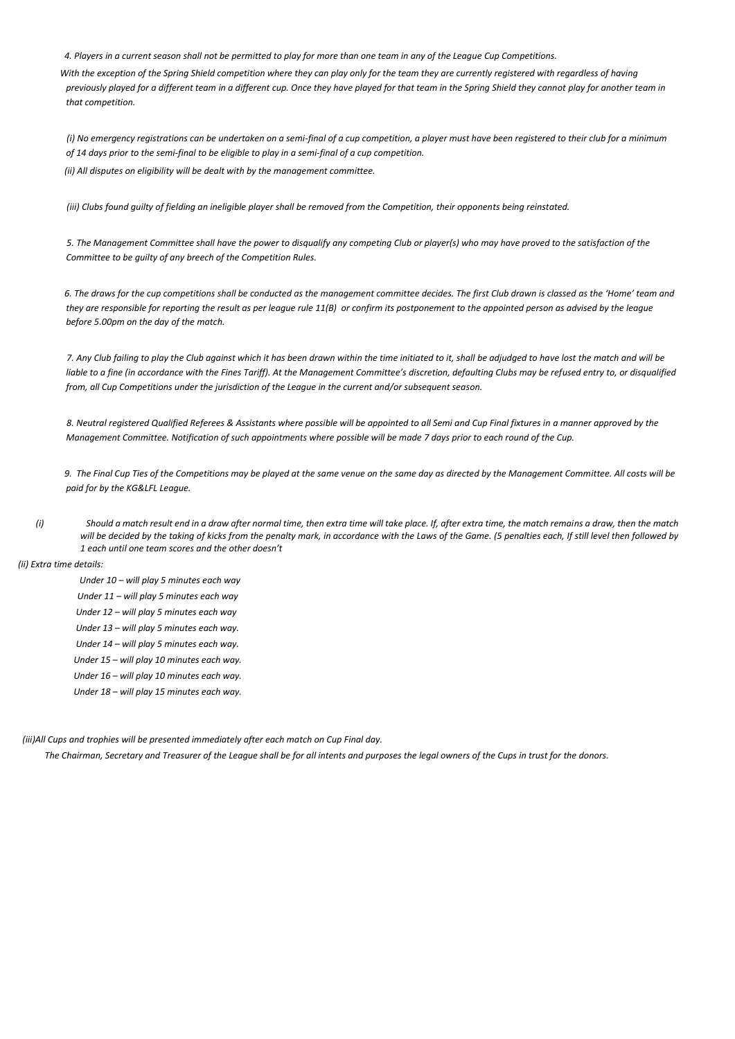*4. Players in a current season shall not be permitted to play for more than one team in any of the League Cup Competitions.*

*With the exception of the Spring Shield competition where they can play only for the team they are currently registered with regardless of having previously played for a different team in a different cup. Once they have played for that team in the Spring Shield they cannot play for another team in that competition.*

*(i) No emergency registrations can be undertaken on a semi-final of a cup competition, a player must have been registered to their club for a minimum of 14 days prior to the semi-final to be eligible to play in a semi-final of a cup competition.*

*(ii) All disputes on eligibility will be dealt with by the management committee.*

*(iii) Clubs found guilty of fielding an ineligible player shall be removed from the Competition, their opponents being reinstated.*

*5. The Management Committee shall have the power to disqualify any competing Club or player(s) who may have proved to the satisfaction of the Committee to be guilty of any breech of the Competition Rules.*

*6. The draws for the cup competitions shall be conducted as the management committee decides. The first Club drawn is classed as the 'Home' team and they are responsible for reporting the result as per league rule 11(B) or confirm its postponement to the appointed person as advised by the league before 5.00pm on the day of the match.*

*7. Any Club failing to play the Club against which it has been drawn within the time initiated to it, shall be adjudged to have lost the match and will be liable to a fine (in accordance with the Fines Tariff). At the Management Committee's discretion, defaulting Clubs may be refused entry to, or disqualified from, all Cup Competitions under the jurisdiction of the League in the current and/or subsequent season.*

*8. Neutral registered Qualified Referees & Assistants where possible will be appointed to all Semi and Cup Final fixtures in a manner approved by the Management Committee. Notification of such appointments where possible will be made 7 days prior to each round of the Cup.*

*9. The Final Cup Ties of the Competitions may be played at the same venue on the same day as directed by the Management Committee. All costs will be paid for by the KG&LFL League.*

*(i) Should a match result end in a draw after normal time, then extra time will take place. If, after extra time, the match remains a draw, then the match will be decided by the taking of kicks from the penalty mark, in accordance with the Laws of the Game. (5 penalties each, If still level then followed by 1 each until one team scores and the other doesn't*

*(ii) Extra time details:*

*Under 10 – will play 5 minutes each way*
*Under 11 – will play 5 minutes each way*
*Under 12 – will play 5 minutes each way*
*Under 13 – will play 5 minutes each way.*
*Under 14 – will play 5 minutes each way.*
*Under 15 – will play 10 minutes each way.*
*Under 16 – will play 10 minutes each way.*
*Under 18 – will play 15 minutes each way.*

*(iii)All Cups and trophies will be presented immediately after each match on Cup Final day.*

*The Chairman, Secretary and Treasurer of the League shall be for all intents and purposes the legal owners of the Cups in trust for the donors.*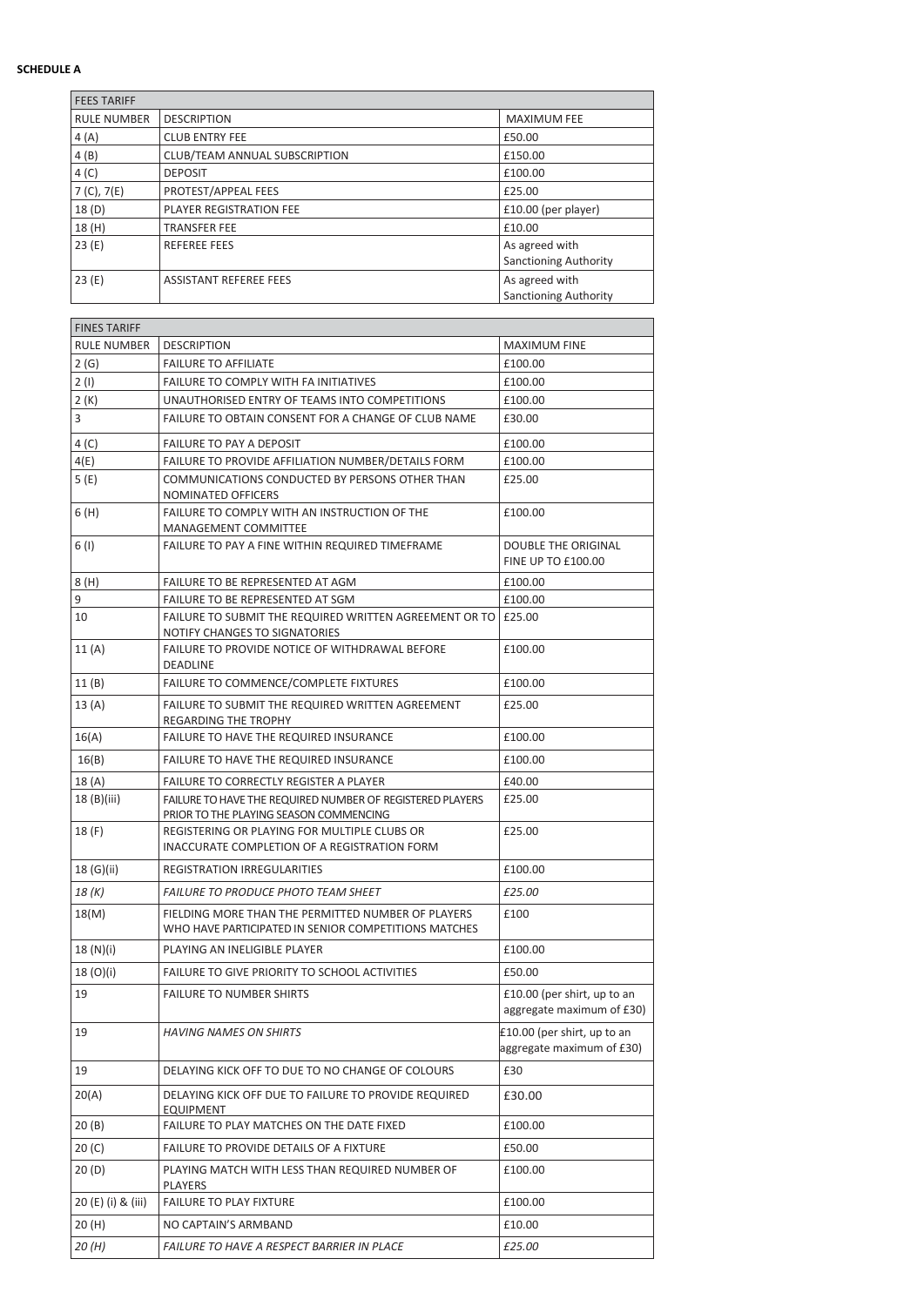**SCHEDULE A**

| FEES TARIFF | | |
|---|---|---|
| RULE NUMBER | DESCRIPTION | MAXIMUM FEE |
| 4 (A) | CLUB ENTRY FEE | £50.00 |
| 4 (B) | CLUB/TEAM ANNUAL SUBSCRIPTION | £150.00 |
| 4 (C) | DEPOSIT | £100.00 |
| 7 (C), 7(E) | PROTEST/APPEAL FEES | £25.00 |
| 18 (D) | PLAYER REGISTRATION FEE | £10.00 (per player) |
| 18 (H) | TRANSFER FEE | £10.00 |
| 23 (E) | REFEREE FEES | As agreed with Sanctioning Authority |
| 23 (E) | ASSISTANT REFEREE FEES | As agreed with Sanctioning Authority |

| FINES TARIFF | | |
|---|---|---|
| RULE NUMBER | DESCRIPTION | MAXIMUM FINE |
| 2 (G) | FAILURE TO AFFILIATE | £100.00 |
| 2 (I) | FAILURE TO COMPLY WITH FA INITIATIVES | £100.00 |
| 2 (K) | UNAUTHORISED ENTRY OF TEAMS INTO COMPETITIONS | £100.00 |
| 3 | FAILURE TO OBTAIN CONSENT FOR A CHANGE OF CLUB NAME | £30.00 |
| 4 (C) | FAILURE TO PAY A DEPOSIT | £100.00 |
| 4(E) | FAILURE TO PROVIDE AFFILIATION NUMBER/DETAILS FORM | £100.00 |
| 5 (E) | COMMUNICATIONS CONDUCTED BY PERSONS OTHER THAN NOMINATED OFFICERS | £25.00 |
| 6 (H) | FAILURE TO COMPLY WITH AN INSTRUCTION OF THE MANAGEMENT COMMITTEE | £100.00 |
| 6 (I) | FAILURE TO PAY A FINE WITHIN REQUIRED TIMEFRAME | DOUBLE THE ORIGINAL FINE UP TO £100.00 |
| 8 (H) | FAILURE TO BE REPRESENTED AT AGM | £100.00 |
| 9 | FAILURE TO BE REPRESENTED AT SGM | £100.00 |
| 10 | FAILURE TO SUBMIT THE REQUIRED WRITTEN AGREEMENT OR TO NOTIFY CHANGES TO SIGNATORIES | £25.00 |
| 11 (A) | FAILURE TO PROVIDE NOTICE OF WITHDRAWAL BEFORE DEADLINE | £100.00 |
| 11 (B) | FAILURE TO COMMENCE/COMPLETE FIXTURES | £100.00 |
| 13 (A) | FAILURE TO SUBMIT THE REQUIRED WRITTEN AGREEMENT REGARDING THE TROPHY | £25.00 |
| 16(A) | FAILURE TO HAVE THE REQUIRED INSURANCE | £100.00 |
| 16(B) | FAILURE TO HAVE THE REQUIRED INSURANCE | £100.00 |
| 18 (A) | FAILURE TO CORRECTLY REGISTER A PLAYER | £40.00 |
| 18 (B)(iii) | FAILURE TO HAVE THE REQUIRED NUMBER OF REGISTERED PLAYERS PRIOR TO THE PLAYING SEASON COMMENCING | £25.00 |
| 18 (F) | REGISTERING OR PLAYING FOR MULTIPLE CLUBS OR INACCURATE COMPLETION OF A REGISTRATION FORM | £25.00 |
| 18 (G)(ii) | REGISTRATION IRREGULARITIES | £100.00 |
| *18 (K)* | *FAILURE TO PRODUCE PHOTO TEAM SHEET* | *£25.00* |
| 18(M) | FIELDING MORE THAN THE PERMITTED NUMBER OF PLAYERS WHO HAVE PARTICIPATED IN SENIOR COMPETITIONS MATCHES | £100 |
| 18 (N)(i) | PLAYING AN INELIGIBLE PLAYER | £100.00 |
| 18 (O)(i) | FAILURE TO GIVE PRIORITY TO SCHOOL ACTIVITIES | £50.00 |
| 19 | FAILURE TO NUMBER SHIRTS | £10.00 (per shirt, up to an aggregate maximum of £30) |
| 19 | *HAVING NAMES ON SHIRTS* | £10.00 (per shirt, up to an aggregate maximum of £30) |
| 19 | DELAYING KICK OFF TO DUE TO NO CHANGE OF COLOURS | £30 |
| 20(A) | DELAYING KICK OFF DUE TO FAILURE TO PROVIDE REQUIRED EQUIPMENT | £30.00 |
| 20 (B) | FAILURE TO PLAY MATCHES ON THE DATE FIXED | £100.00 |
| 20 (C) | FAILURE TO PROVIDE DETAILS OF A FIXTURE | £50.00 |
| 20 (D) | PLAYING MATCH WITH LESS THAN REQUIRED NUMBER OF PLAYERS | £100.00 |
| 20 (E) (i) & (iii) | FAILURE TO PLAY FIXTURE | £100.00 |
| 20 (H) | NO CAPTAIN'S ARMBAND | £10.00 |
| *20 (H)* | *FAILURE TO HAVE A RESPECT BARRIER IN PLACE* | *£25.00* |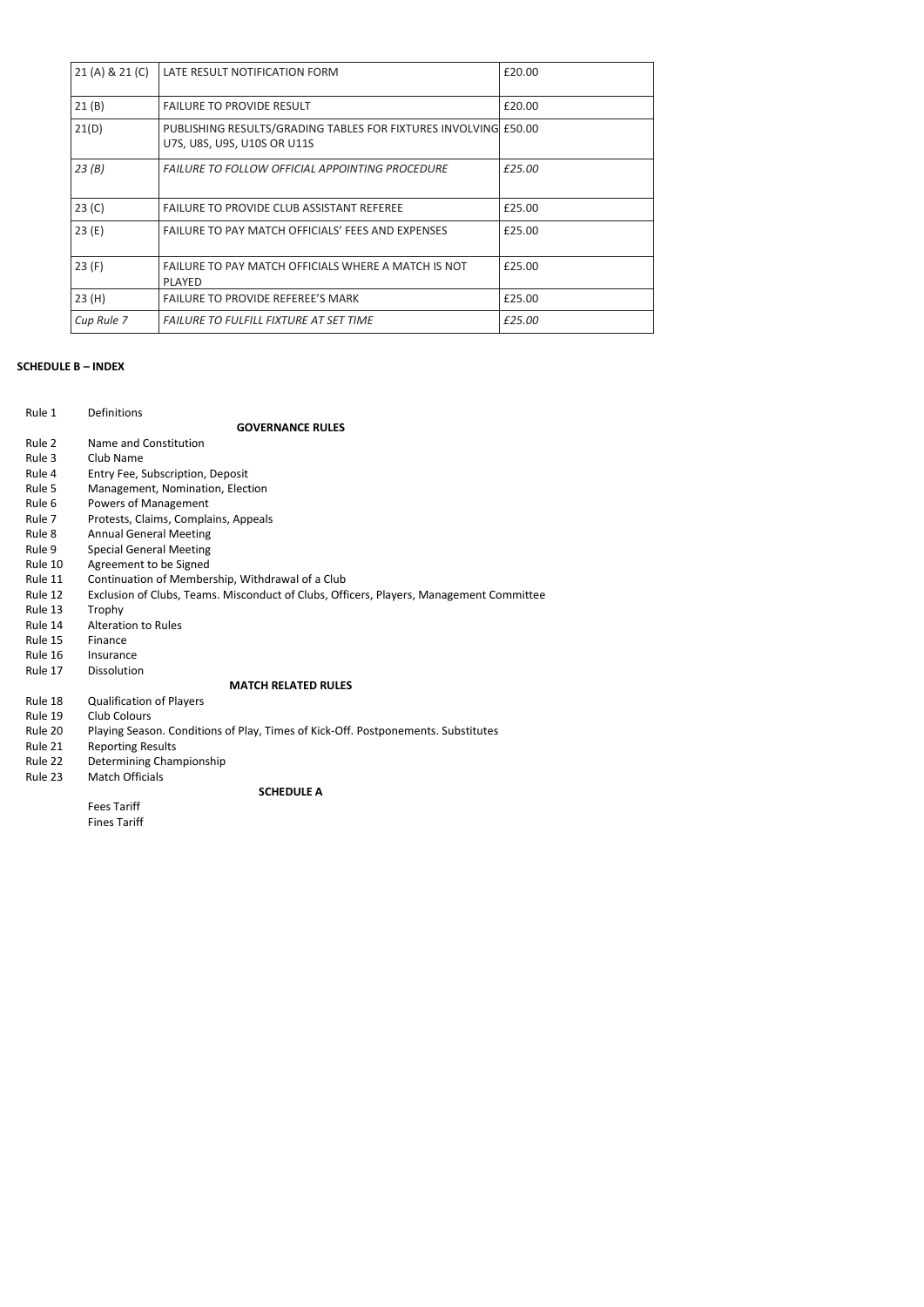| 21 (A) & 21 (C) | LATE RESULT NOTIFICATION FORM | £20.00 |
|---|---|---|
| 21 (B) | FAILURE TO PROVIDE RESULT | £20.00 |
| 21(D) | PUBLISHING RESULTS/GRADING TABLES FOR FIXTURES INVOLVING U7S, U8S, U9S, U10S OR U11S | £50.00 |
| *23 (B)* | *FAILURE TO FOLLOW OFFICIAL APPOINTING PROCEDURE* | *£25.00* |
| 23 (C) | FAILURE TO PROVIDE CLUB ASSISTANT REFEREE | £25.00 |
| 23 (E) | FAILURE TO PAY MATCH OFFICIALS' FEES AND EXPENSES | £25.00 |
| 23 (F) | FAILURE TO PAY MATCH OFFICIALS WHERE A MATCH IS NOT PLAYED | £25.00 |
| 23 (H) | FAILURE TO PROVIDE REFEREE'S MARK | £25.00 |
| *Cup Rule 7* | *FAILURE TO FULFILL FIXTURE AT SET TIME* | *£25.00* |

**SCHEDULE B – INDEX**

Rule 1 Definitions

**GOVERNANCE RULES**

Rule 2 Name and Constitution
Rule 3 Club Name
Rule 4 Entry Fee, Subscription, Deposit
Rule 5 Management, Nomination, Election
Rule 6 Powers of Management
Rule 7 Protests, Claims, Complains, Appeals
Rule 8 Annual General Meeting
Rule 9 Special General Meeting
Rule 10 Agreement to be Signed
Rule 11 Continuation of Membership, Withdrawal of a Club
Rule 12 Exclusion of Clubs, Teams. Misconduct of Clubs, Officers, Players, Management Committee
Rule 13 Trophy
Rule 14 Alteration to Rules
Rule 15 Finance
Rule 16 Insurance
Rule 17 Dissolution

**MATCH RELATED RULES**

Rule 18 Qualification of Players
Rule 19 Club Colours
Rule 20 Playing Season. Conditions of Play, Times of Kick-Off. Postponements. Substitutes
Rule 21 Reporting Results
Rule 22 Determining Championship
Rule 23 Match Officials

**SCHEDULE A**

Fees Tariff
Fines Tariff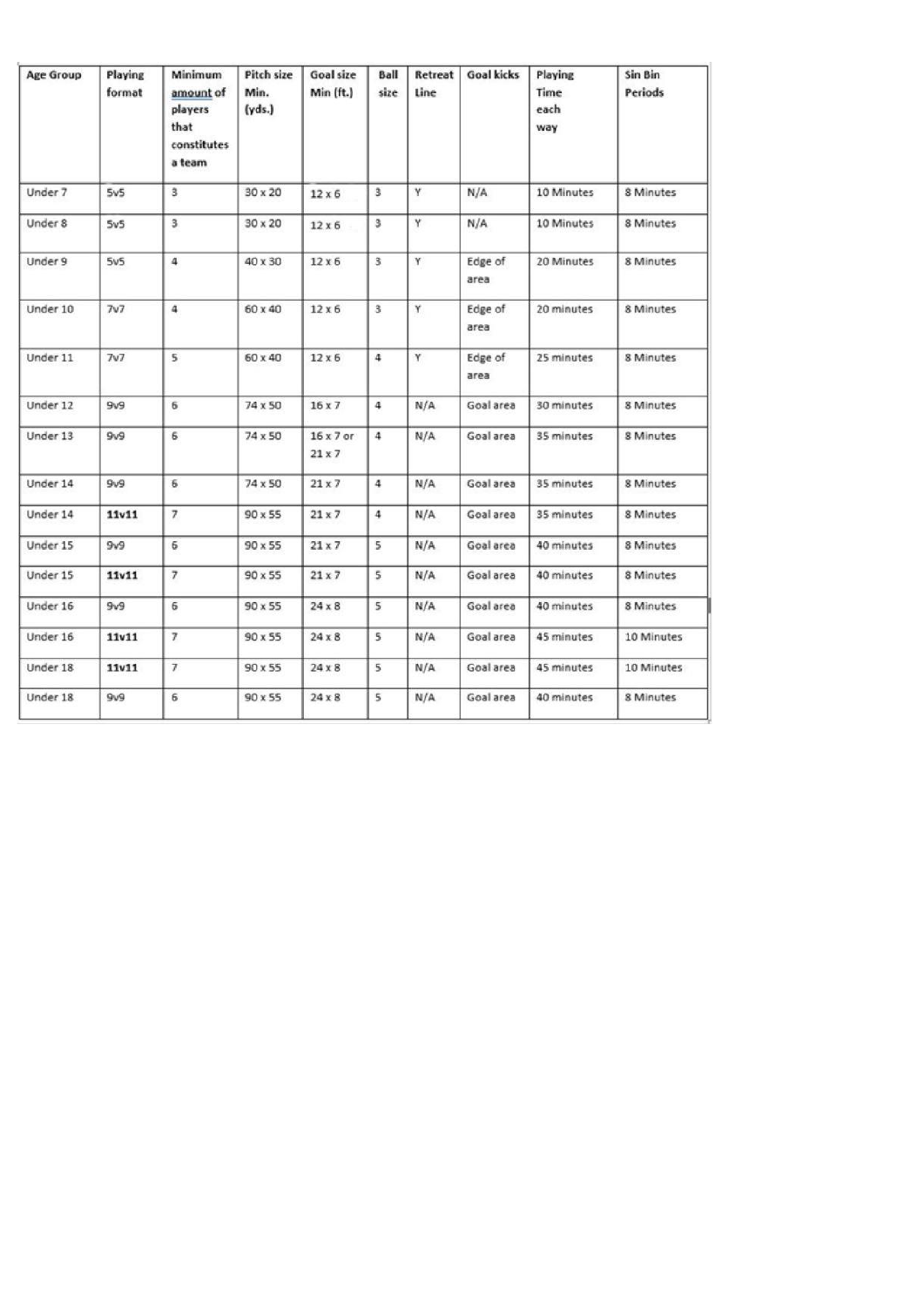| Age Group | Playing format | Minimum amount of players that constitutes a team | Pitch size Min. (yds.) | Goal size Min (ft.) | Ball size | Retreat Line | Goal kicks | Playing Time each way | Sin Bin Periods |
|---|---|---|---|---|---|---|---|---|---|
| Under 7 | 5v5 | 3 | 30 x 20 | 12 x 6 | 3 | Y | N/A | 10 Minutes | 8 Minutes |
| Under 8 | 5v5 | 3 | 30 x 20 | 12 x 6 | 3 | Y | N/A | 10 Minutes | 8 Minutes |
| Under 9 | 5v5 | 4 | 40 x 30 | 12 x 6 | 3 | Y | Edge of area | 20 Minutes | 8 Minutes |
| Under 10 | 7v7 | 4 | 60 x 40 | 12 x 6 | 3 | Y | Edge of area | 20 minutes | 8 Minutes |
| Under 11 | 7v7 | 5 | 60 x 40 | 12 x 6 | 4 | Y | Edge of area | 25 minutes | 8 Minutes |
| Under 12 | 9v9 | 6 | 74 x 50 | 16 x 7 | 4 | N/A | Goal area | 30 minutes | 8 Minutes |
| Under 13 | 9v9 | 6 | 74 x 50 | 16 x 7 or 21 x 7 | 4 | N/A | Goal area | 35 minutes | 8 Minutes |
| Under 14 | 9v9 | 6 | 74 x 50 | 21 x 7 | 4 | N/A | Goal area | 35 minutes | 8 Minutes |
| Under 14 | **11v11** | 7 | 90 x 55 | 21 x 7 | 4 | N/A | Goal area | 35 minutes | 8 Minutes |
| Under 15 | 9v9 | 6 | 90 x 55 | 21 x 7 | 5 | N/A | Goal area | 40 minutes | 8 Minutes |
| Under 15 | **11v11** | 7 | 90 x 55 | 21 x 7 | 5 | N/A | Goal area | 40 minutes | 8 Minutes |
| Under 16 | 9v9 | 6 | 90 x 55 | 24 x 8 | 5 | N/A | Goal area | 40 minutes | 8 Minutes |
| Under 16 | **11v11** | 7 | 90 x 55 | 24 x 8 | 5 | N/A | Goal area | 45 minutes | 10 Minutes |
| Under 18 | **11v11** | 7 | 90 x 55 | 24 x 8 | 5 | N/A | Goal area | 45 minutes | 10 Minutes |
| Under 18 | 9v9 | 6 | 90 x 55 | 24 x 8 | 5 | N/A | Goal area | 40 minutes | 8 Minutes |